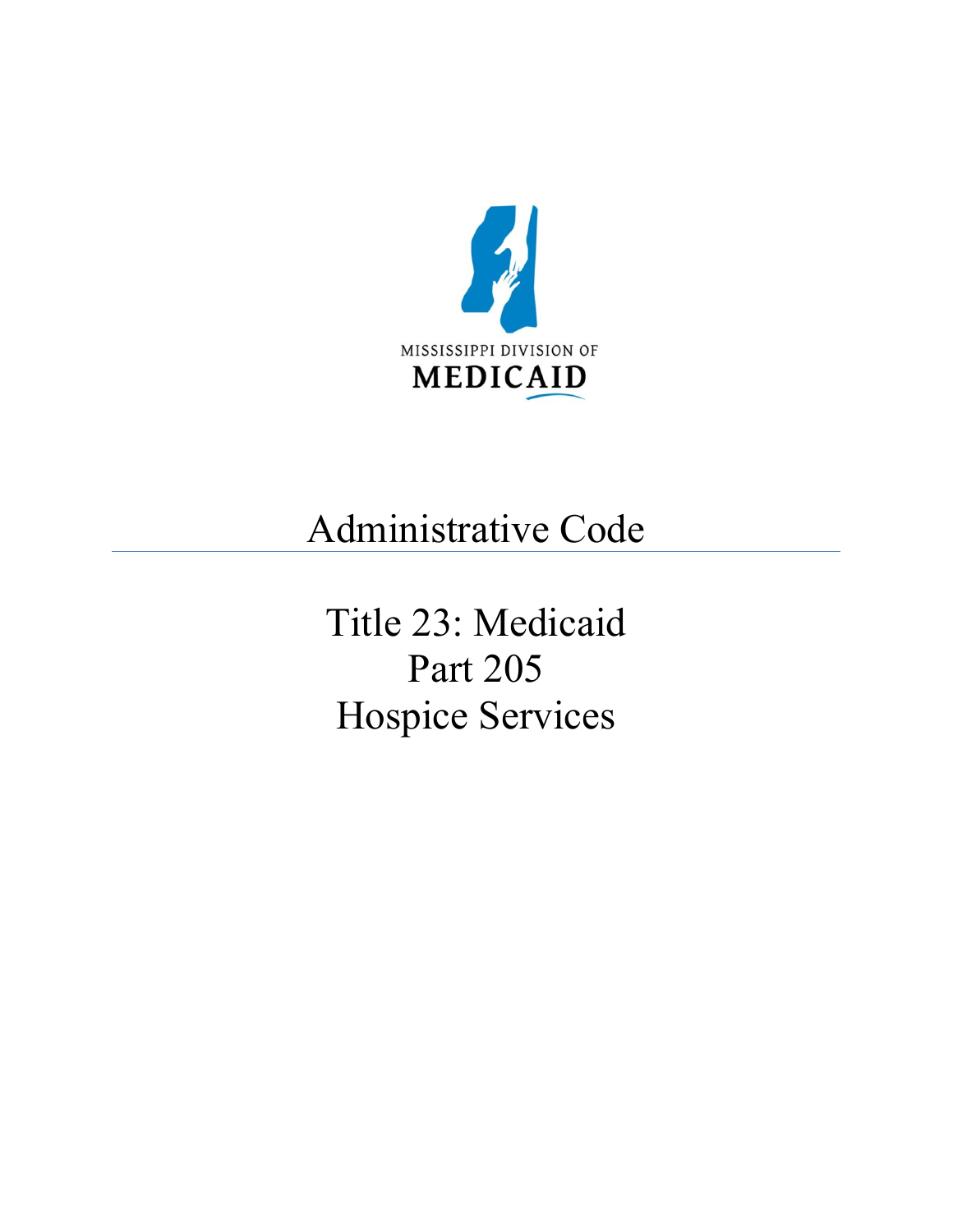MISSISSIPPI DIVISION OF

**MEDICAID**

# Administrative Code

---

# Title 23: Medicaid
# Part 205
# Hospice Services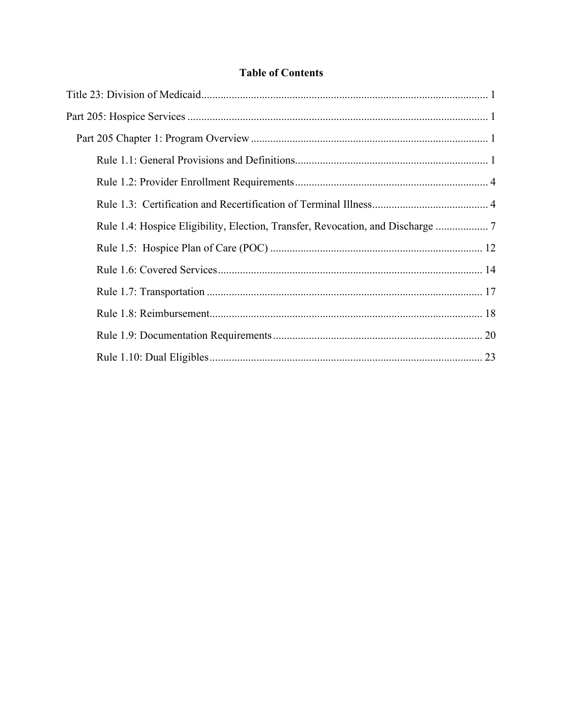**Table of Contents**

Title 23: Division of Medicaid ..... 1

Part 205: Hospice Services ..... 1

- Part 205 Chapter 1: Program Overview ..... 1
  - Rule 1.1: General Provisions and Definitions ..... 1
  - Rule 1.2: Provider Enrollment Requirements ..... 4
  - Rule 1.3: Certification and Recertification of Terminal Illness ..... 4
  - Rule 1.4: Hospice Eligibility, Election, Transfer, Revocation, and Discharge ..... 7
  - Rule 1.5: Hospice Plan of Care (POC) ..... 12
  - Rule 1.6: Covered Services ..... 14
  - Rule 1.7: Transportation ..... 17
  - Rule 1.8: Reimbursement ..... 18
  - Rule 1.9: Documentation Requirements ..... 20
  - Rule 1.10: Dual Eligibles ..... 23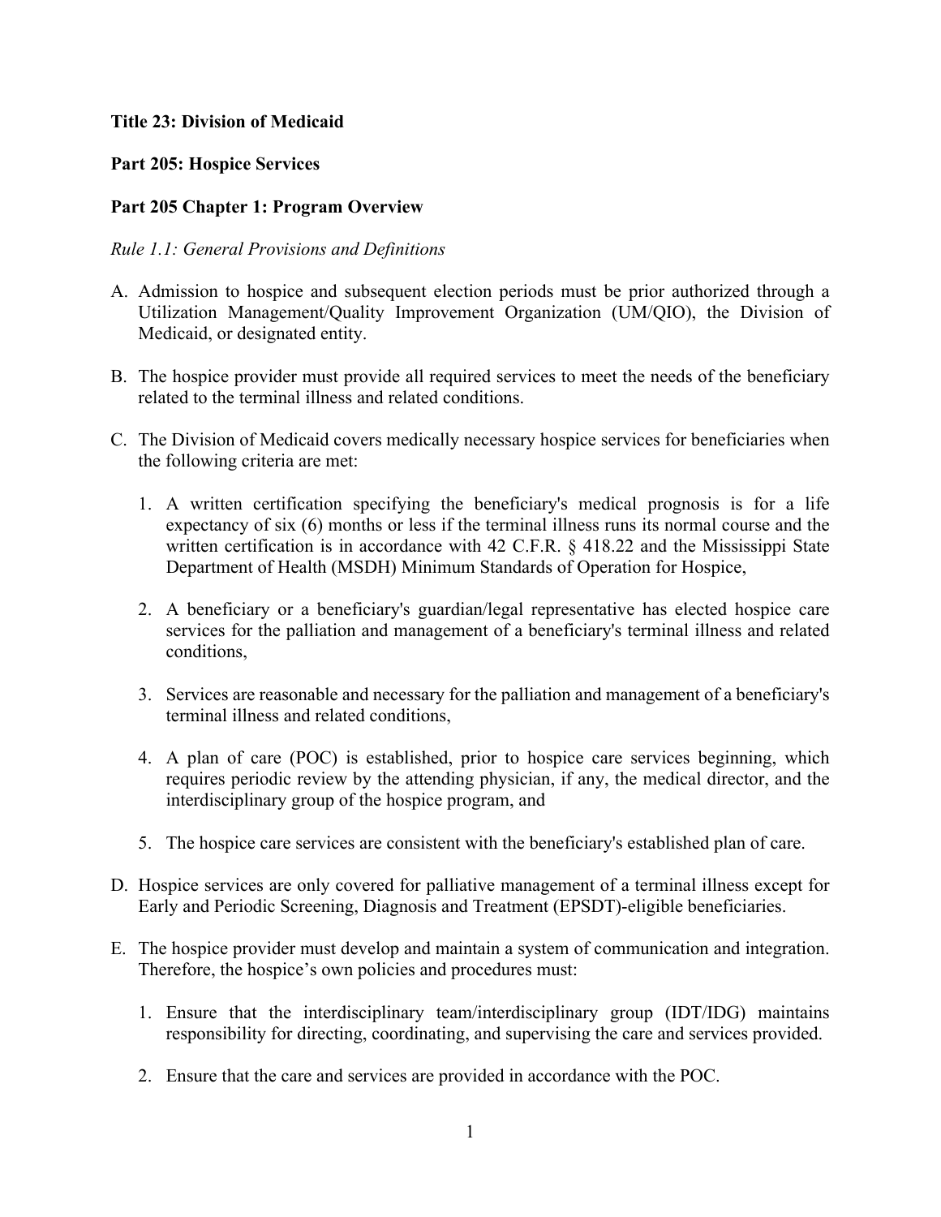**Title 23: Division of Medicaid**

**Part 205: Hospice Services**

**Part 205 Chapter 1: Program Overview**

*Rule 1.1: General Provisions and Definitions*

A. Admission to hospice and subsequent election periods must be prior authorized through a Utilization Management/Quality Improvement Organization (UM/QIO), the Division of Medicaid, or designated entity.

B. The hospice provider must provide all required services to meet the needs of the beneficiary related to the terminal illness and related conditions.

C. The Division of Medicaid covers medically necessary hospice services for beneficiaries when the following criteria are met:

   1. A written certification specifying the beneficiary's medical prognosis is for a life expectancy of six (6) months or less if the terminal illness runs its normal course and the written certification is in accordance with 42 C.F.R. § 418.22 and the Mississippi State Department of Health (MSDH) Minimum Standards of Operation for Hospice,

   2. A beneficiary or a beneficiary's guardian/legal representative has elected hospice care services for the palliation and management of a beneficiary's terminal illness and related conditions,

   3. Services are reasonable and necessary for the palliation and management of a beneficiary's terminal illness and related conditions,

   4. A plan of care (POC) is established, prior to hospice care services beginning, which requires periodic review by the attending physician, if any, the medical director, and the interdisciplinary group of the hospice program, and

   5. The hospice care services are consistent with the beneficiary's established plan of care.

D. Hospice services are only covered for palliative management of a terminal illness except for Early and Periodic Screening, Diagnosis and Treatment (EPSDT)-eligible beneficiaries.

E. The hospice provider must develop and maintain a system of communication and integration. Therefore, the hospice's own policies and procedures must:

   1. Ensure that the interdisciplinary team/interdisciplinary group (IDT/IDG) maintains responsibility for directing, coordinating, and supervising the care and services provided.

   2. Ensure that the care and services are provided in accordance with the POC.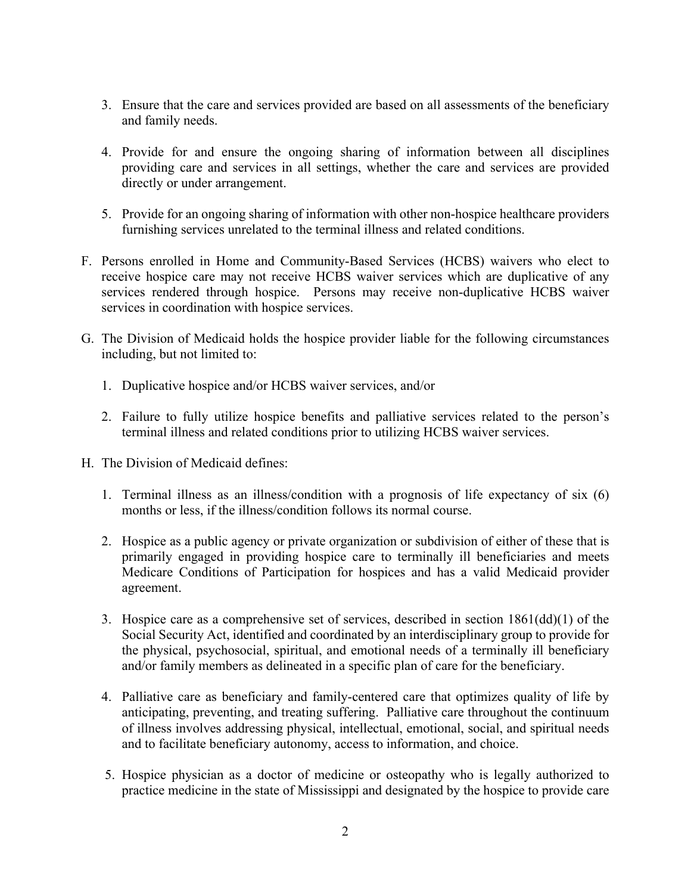3. Ensure that the care and services provided are based on all assessments of the beneficiary and family needs.

4. Provide for and ensure the ongoing sharing of information between all disciplines providing care and services in all settings, whether the care and services are provided directly or under arrangement.

5. Provide for an ongoing sharing of information with other non-hospice healthcare providers furnishing services unrelated to the terminal illness and related conditions.

F. Persons enrolled in Home and Community-Based Services (HCBS) waivers who elect to receive hospice care may not receive HCBS waiver services which are duplicative of any services rendered through hospice. Persons may receive non-duplicative HCBS waiver services in coordination with hospice services.

G. The Division of Medicaid holds the hospice provider liable for the following circumstances including, but not limited to:

   1. Duplicative hospice and/or HCBS waiver services, and/or

   2. Failure to fully utilize hospice benefits and palliative services related to the person's terminal illness and related conditions prior to utilizing HCBS waiver services.

H. The Division of Medicaid defines:

   1. Terminal illness as an illness/condition with a prognosis of life expectancy of six (6) months or less, if the illness/condition follows its normal course.

   2. Hospice as a public agency or private organization or subdivision of either of these that is primarily engaged in providing hospice care to terminally ill beneficiaries and meets Medicare Conditions of Participation for hospices and has a valid Medicaid provider agreement.

   3. Hospice care as a comprehensive set of services, described in section 1861(dd)(1) of the Social Security Act, identified and coordinated by an interdisciplinary group to provide for the physical, psychosocial, spiritual, and emotional needs of a terminally ill beneficiary and/or family members as delineated in a specific plan of care for the beneficiary.

   4. Palliative care as beneficiary and family-centered care that optimizes quality of life by anticipating, preventing, and treating suffering. Palliative care throughout the continuum of illness involves addressing physical, intellectual, emotional, social, and spiritual needs and to facilitate beneficiary autonomy, access to information, and choice.

   5. Hospice physician as a doctor of medicine or osteopathy who is legally authorized to practice medicine in the state of Mississippi and designated by the hospice to provide care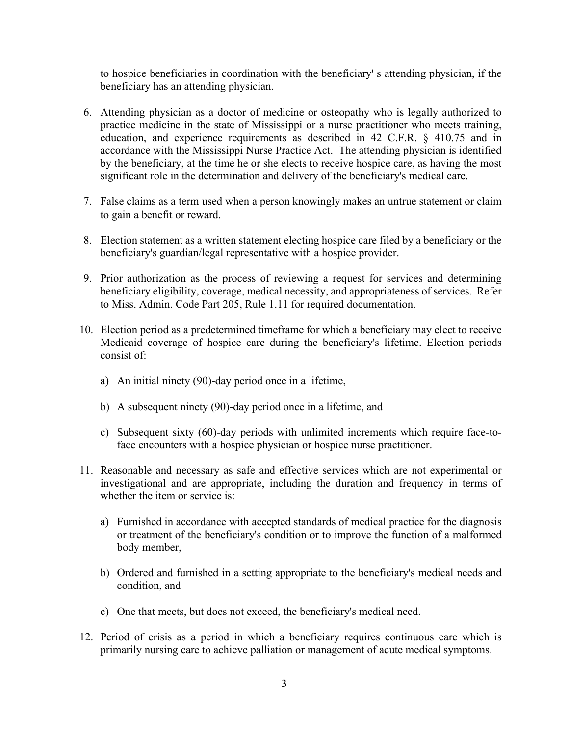to hospice beneficiaries in coordination with the beneficiary' s attending physician, if the beneficiary has an attending physician.

6. Attending physician as a doctor of medicine or osteopathy who is legally authorized to practice medicine in the state of Mississippi or a nurse practitioner who meets training, education, and experience requirements as described in 42 C.F.R. § 410.75 and in accordance with the Mississippi Nurse Practice Act. The attending physician is identified by the beneficiary, at the time he or she elects to receive hospice care, as having the most significant role in the determination and delivery of the beneficiary's medical care.

7. False claims as a term used when a person knowingly makes an untrue statement or claim to gain a benefit or reward.

8. Election statement as a written statement electing hospice care filed by a beneficiary or the beneficiary's guardian/legal representative with a hospice provider.

9. Prior authorization as the process of reviewing a request for services and determining beneficiary eligibility, coverage, medical necessity, and appropriateness of services. Refer to Miss. Admin. Code Part 205, Rule 1.11 for required documentation.

10. Election period as a predetermined timeframe for which a beneficiary may elect to receive Medicaid coverage of hospice care during the beneficiary's lifetime. Election periods consist of:

    a) An initial ninety (90)-day period once in a lifetime,

    b) A subsequent ninety (90)-day period once in a lifetime, and

    c) Subsequent sixty (60)-day periods with unlimited increments which require face-to-face encounters with a hospice physician or hospice nurse practitioner.

11. Reasonable and necessary as safe and effective services which are not experimental or investigational and are appropriate, including the duration and frequency in terms of whether the item or service is:

    a) Furnished in accordance with accepted standards of medical practice for the diagnosis or treatment of the beneficiary's condition or to improve the function of a malformed body member,

    b) Ordered and furnished in a setting appropriate to the beneficiary's medical needs and condition, and

    c) One that meets, but does not exceed, the beneficiary's medical need.

12. Period of crisis as a period in which a beneficiary requires continuous care which is primarily nursing care to achieve palliation or management of acute medical symptoms.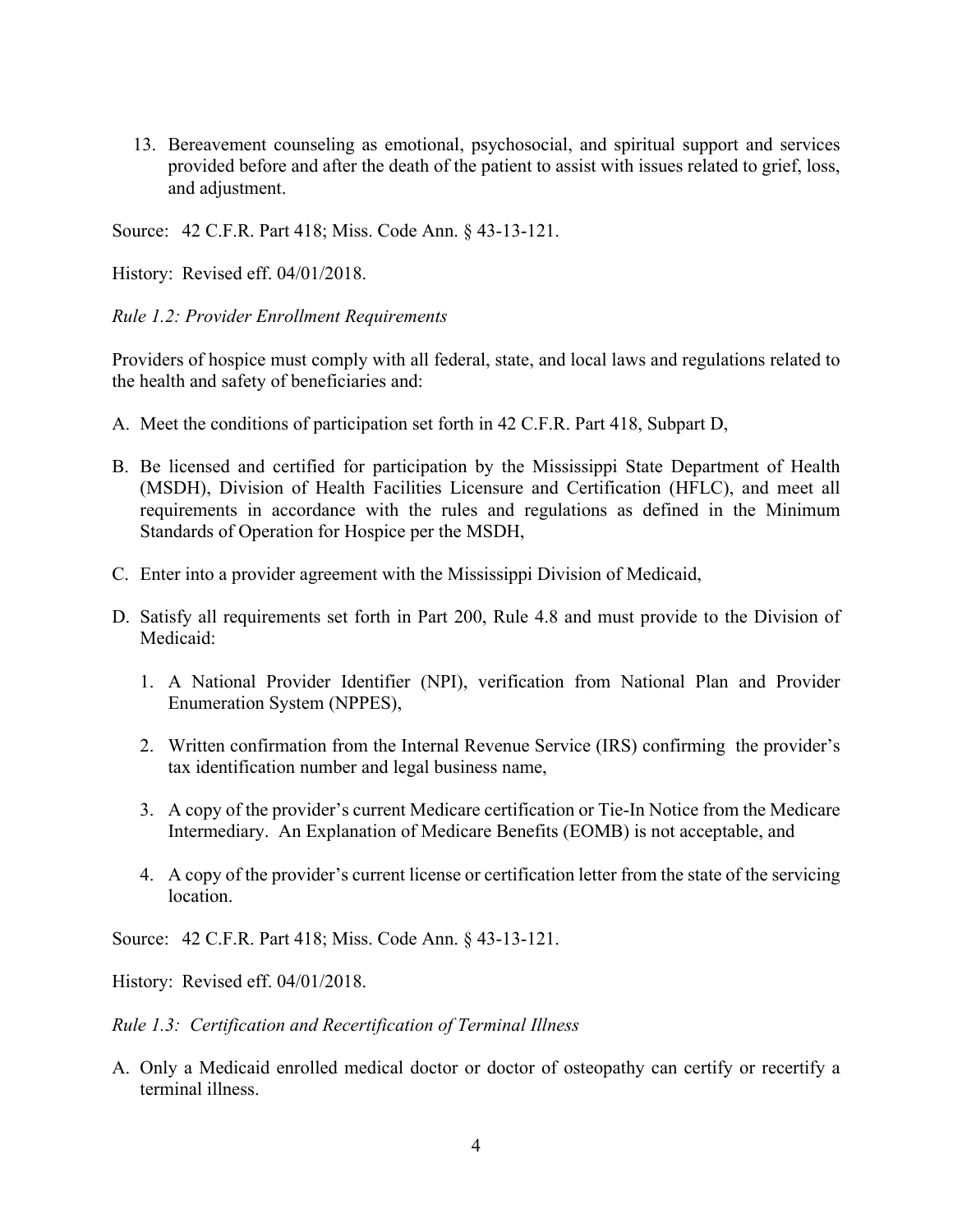13. Bereavement counseling as emotional, psychosocial, and spiritual support and services provided before and after the death of the patient to assist with issues related to grief, loss, and adjustment.

Source: 42 C.F.R. Part 418; Miss. Code Ann. § 43-13-121.

History: Revised eff. 04/01/2018.

*Rule 1.2: Provider Enrollment Requirements*

Providers of hospice must comply with all federal, state, and local laws and regulations related to the health and safety of beneficiaries and:

A. Meet the conditions of participation set forth in 42 C.F.R. Part 418, Subpart D,

B. Be licensed and certified for participation by the Mississippi State Department of Health (MSDH), Division of Health Facilities Licensure and Certification (HFLC), and meet all requirements in accordance with the rules and regulations as defined in the Minimum Standards of Operation for Hospice per the MSDH,

C. Enter into a provider agreement with the Mississippi Division of Medicaid,

D. Satisfy all requirements set forth in Part 200, Rule 4.8 and must provide to the Division of Medicaid:

   1. A National Provider Identifier (NPI), verification from National Plan and Provider Enumeration System (NPPES),

   2. Written confirmation from the Internal Revenue Service (IRS) confirming the provider's tax identification number and legal business name,

   3. A copy of the provider's current Medicare certification or Tie-In Notice from the Medicare Intermediary. An Explanation of Medicare Benefits (EOMB) is not acceptable, and

   4. A copy of the provider's current license or certification letter from the state of the servicing location.

Source: 42 C.F.R. Part 418; Miss. Code Ann. § 43-13-121.

History: Revised eff. 04/01/2018.

*Rule 1.3: Certification and Recertification of Terminal Illness*

A. Only a Medicaid enrolled medical doctor or doctor of osteopathy can certify or recertify a terminal illness.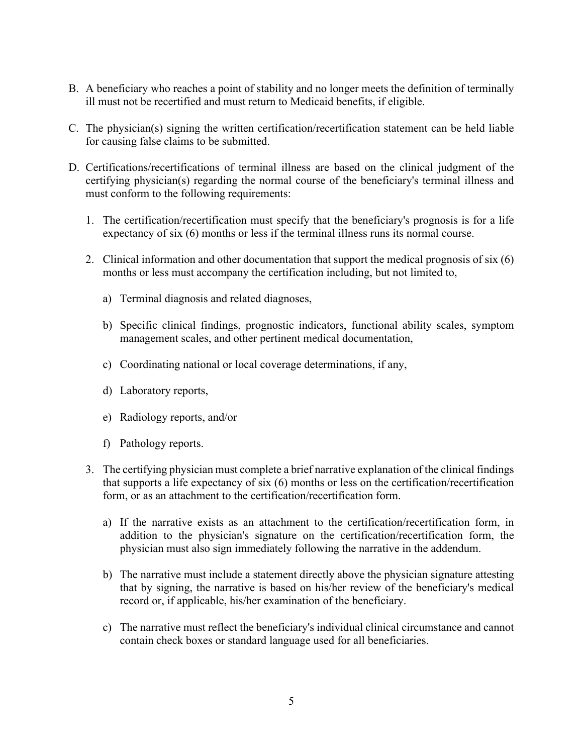B. A beneficiary who reaches a point of stability and no longer meets the definition of terminally ill must not be recertified and must return to Medicaid benefits, if eligible.

C. The physician(s) signing the written certification/recertification statement can be held liable for causing false claims to be submitted.

D. Certifications/recertifications of terminal illness are based on the clinical judgment of the certifying physician(s) regarding the normal course of the beneficiary's terminal illness and must conform to the following requirements:

   1. The certification/recertification must specify that the beneficiary's prognosis is for a life expectancy of six (6) months or less if the terminal illness runs its normal course.

   2. Clinical information and other documentation that support the medical prognosis of six (6) months or less must accompany the certification including, but not limited to,

      a) Terminal diagnosis and related diagnoses,

      b) Specific clinical findings, prognostic indicators, functional ability scales, symptom management scales, and other pertinent medical documentation,

      c) Coordinating national or local coverage determinations, if any,

      d) Laboratory reports,

      e) Radiology reports, and/or

      f) Pathology reports.

   3. The certifying physician must complete a brief narrative explanation of the clinical findings that supports a life expectancy of six (6) months or less on the certification/recertification form, or as an attachment to the certification/recertification form.

      a) If the narrative exists as an attachment to the certification/recertification form, in addition to the physician's signature on the certification/recertification form, the physician must also sign immediately following the narrative in the addendum.

      b) The narrative must include a statement directly above the physician signature attesting that by signing, the narrative is based on his/her review of the beneficiary's medical record or, if applicable, his/her examination of the beneficiary.

      c) The narrative must reflect the beneficiary's individual clinical circumstance and cannot contain check boxes or standard language used for all beneficiaries.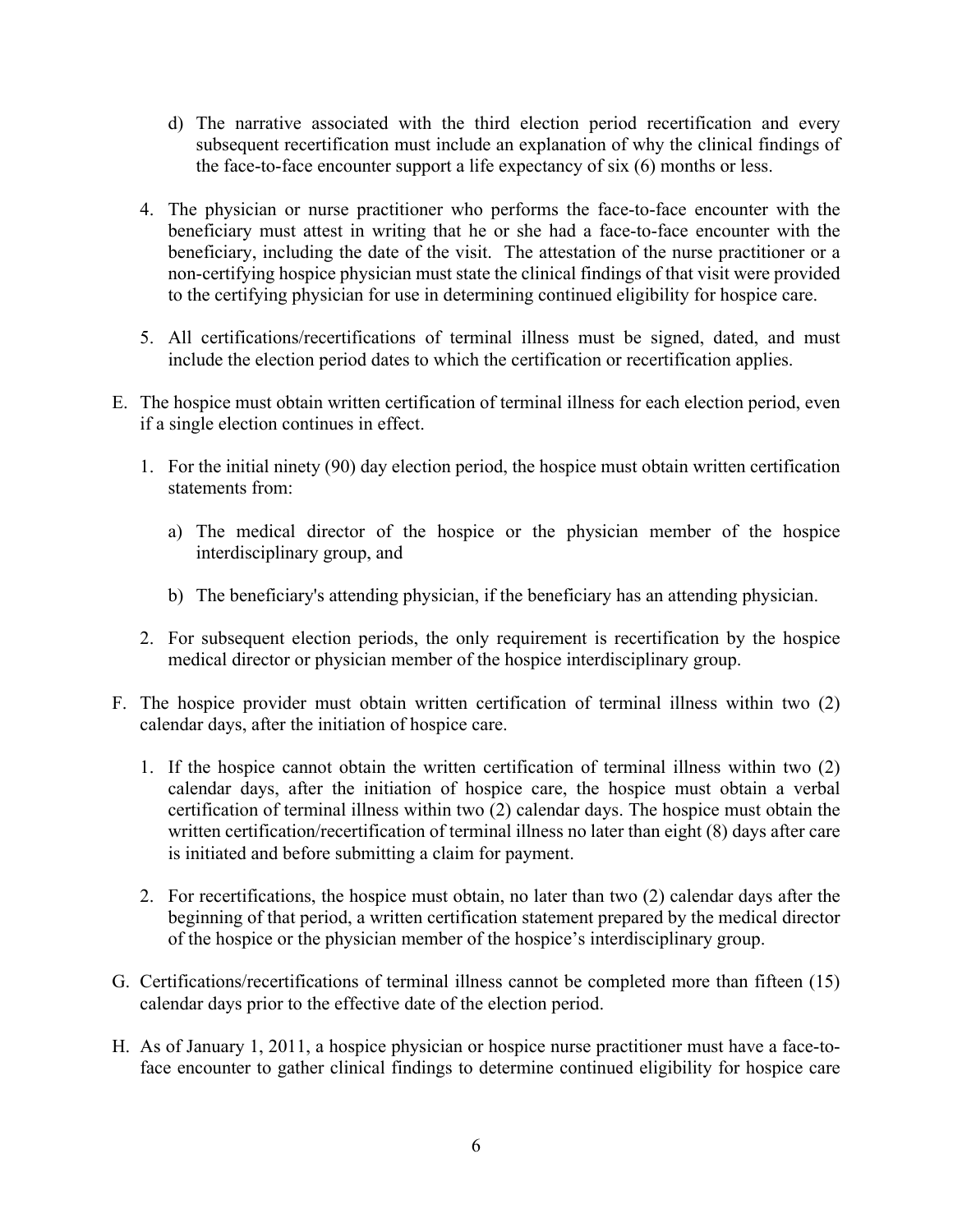d) The narrative associated with the third election period recertification and every subsequent recertification must include an explanation of why the clinical findings of the face-to-face encounter support a life expectancy of six (6) months or less.

4. The physician or nurse practitioner who performs the face-to-face encounter with the beneficiary must attest in writing that he or she had a face-to-face encounter with the beneficiary, including the date of the visit. The attestation of the nurse practitioner or a non-certifying hospice physician must state the clinical findings of that visit were provided to the certifying physician for use in determining continued eligibility for hospice care.

5. All certifications/recertifications of terminal illness must be signed, dated, and must include the election period dates to which the certification or recertification applies.

E. The hospice must obtain written certification of terminal illness for each election period, even if a single election continues in effect.

1. For the initial ninety (90) day election period, the hospice must obtain written certification statements from:

a) The medical director of the hospice or the physician member of the hospice interdisciplinary group, and

b) The beneficiary's attending physician, if the beneficiary has an attending physician.

2. For subsequent election periods, the only requirement is recertification by the hospice medical director or physician member of the hospice interdisciplinary group.

F. The hospice provider must obtain written certification of terminal illness within two (2) calendar days, after the initiation of hospice care.

1. If the hospice cannot obtain the written certification of terminal illness within two (2) calendar days, after the initiation of hospice care, the hospice must obtain a verbal certification of terminal illness within two (2) calendar days. The hospice must obtain the written certification/recertification of terminal illness no later than eight (8) days after care is initiated and before submitting a claim for payment.

2. For recertifications, the hospice must obtain, no later than two (2) calendar days after the beginning of that period, a written certification statement prepared by the medical director of the hospice or the physician member of the hospice's interdisciplinary group.

G. Certifications/recertifications of terminal illness cannot be completed more than fifteen (15) calendar days prior to the effective date of the election period.

H. As of January 1, 2011, a hospice physician or hospice nurse practitioner must have a face-to-face encounter to gather clinical findings to determine continued eligibility for hospice care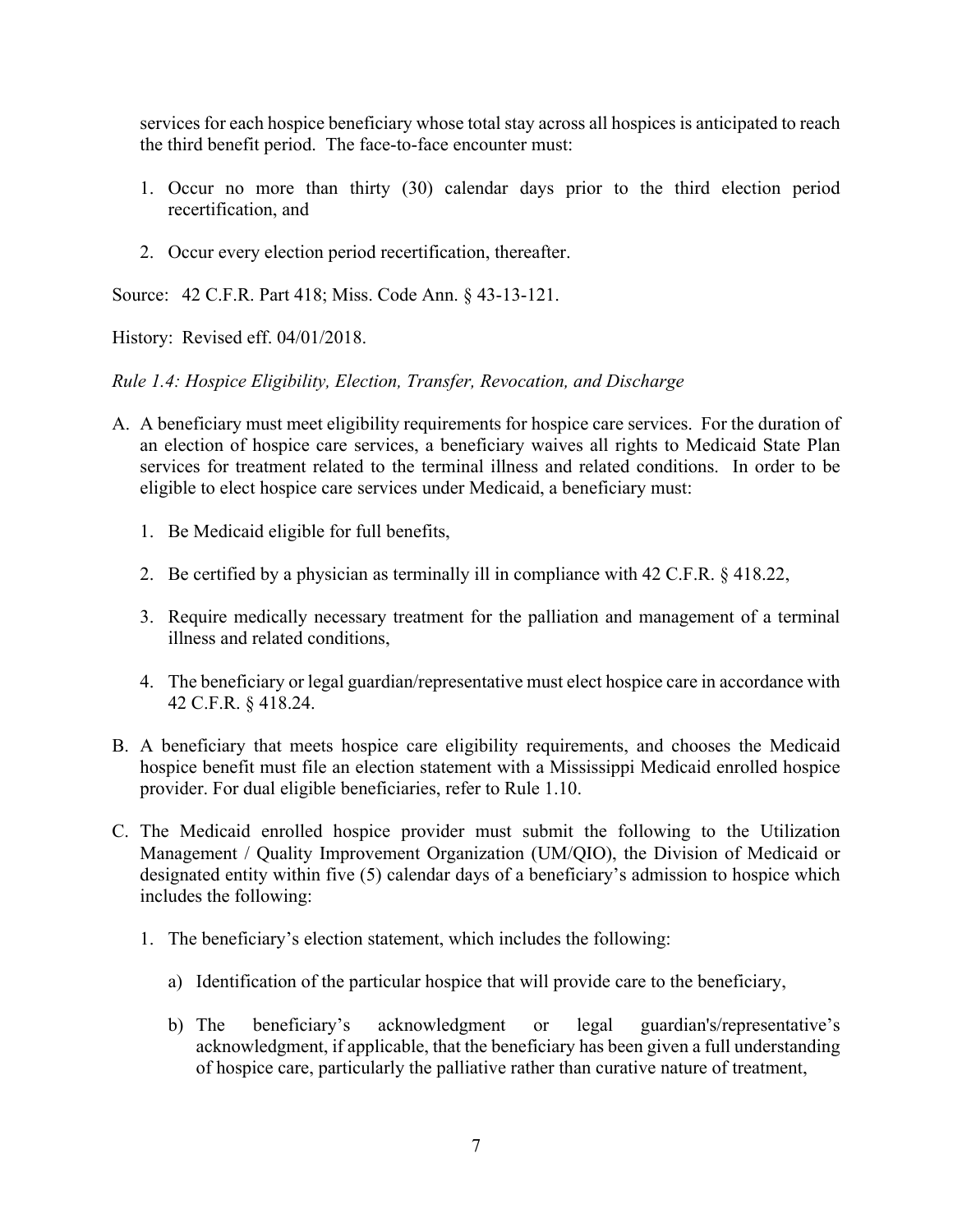services for each hospice beneficiary whose total stay across all hospices is anticipated to reach the third benefit period. The face-to-face encounter must:

1. Occur no more than thirty (30) calendar days prior to the third election period recertification, and
2. Occur every election period recertification, thereafter.

Source: 42 C.F.R. Part 418; Miss. Code Ann. § 43-13-121.

History: Revised eff. 04/01/2018.

*Rule 1.4: Hospice Eligibility, Election, Transfer, Revocation, and Discharge*

A. A beneficiary must meet eligibility requirements for hospice care services. For the duration of an election of hospice care services, a beneficiary waives all rights to Medicaid State Plan services for treatment related to the terminal illness and related conditions. In order to be eligible to elect hospice care services under Medicaid, a beneficiary must:

   1. Be Medicaid eligible for full benefits,
   2. Be certified by a physician as terminally ill in compliance with 42 C.F.R. § 418.22,
   3. Require medically necessary treatment for the palliation and management of a terminal illness and related conditions,
   4. The beneficiary or legal guardian/representative must elect hospice care in accordance with 42 C.F.R. § 418.24.

B. A beneficiary that meets hospice care eligibility requirements, and chooses the Medicaid hospice benefit must file an election statement with a Mississippi Medicaid enrolled hospice provider. For dual eligible beneficiaries, refer to Rule 1.10.

C. The Medicaid enrolled hospice provider must submit the following to the Utilization Management / Quality Improvement Organization (UM/QIO), the Division of Medicaid or designated entity within five (5) calendar days of a beneficiary's admission to hospice which includes the following:

   1. The beneficiary's election statement, which includes the following:
      a) Identification of the particular hospice that will provide care to the beneficiary,
      b) The beneficiary's acknowledgment or legal guardian's/representative's acknowledgment, if applicable, that the beneficiary has been given a full understanding of hospice care, particularly the palliative rather than curative nature of treatment,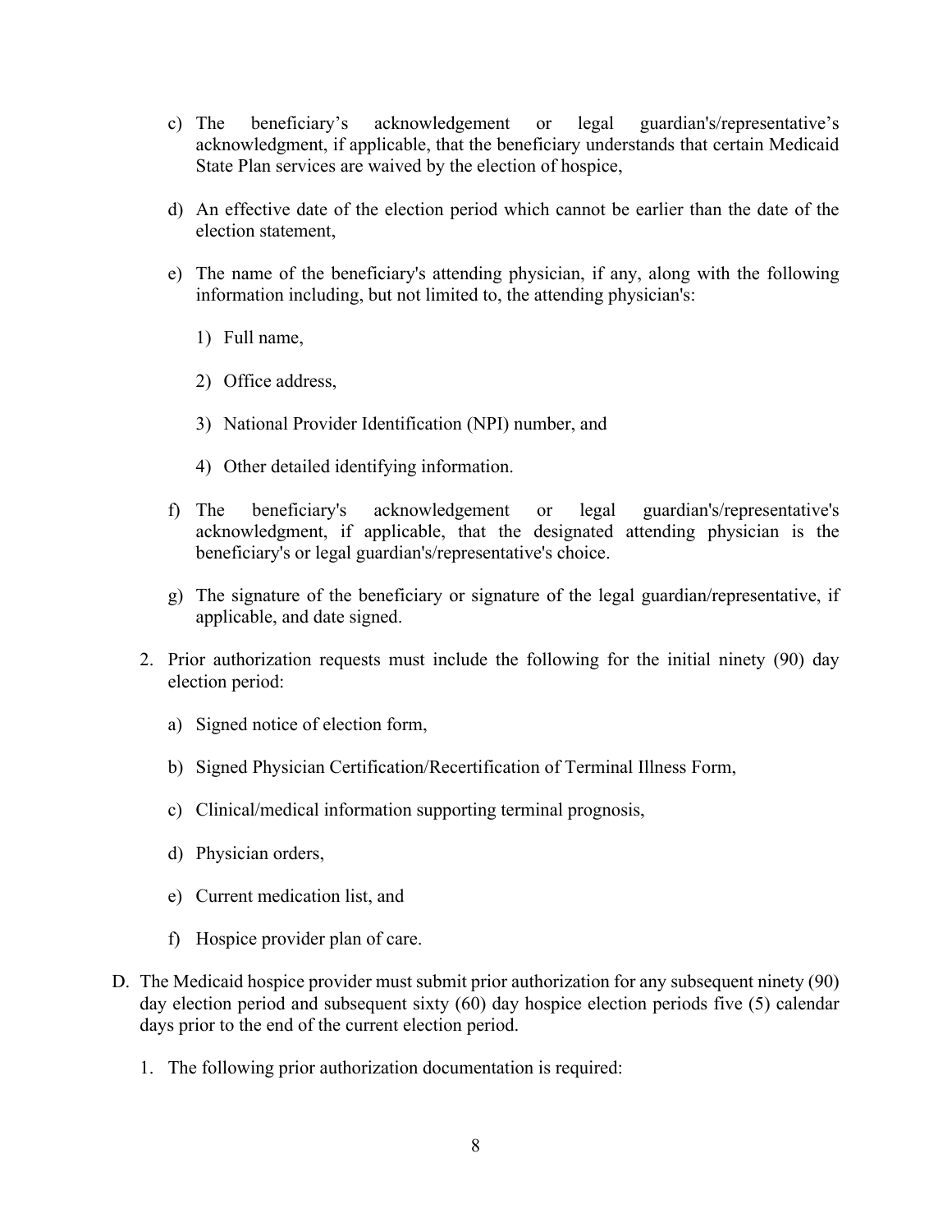c) The beneficiary's acknowledgement or legal guardian's/representative's acknowledgment, if applicable, that the beneficiary understands that certain Medicaid State Plan services are waived by the election of hospice,

d) An effective date of the election period which cannot be earlier than the date of the election statement,

e) The name of the beneficiary's attending physician, if any, along with the following information including, but not limited to, the attending physician's:

   1) Full name,

   2) Office address,

   3) National Provider Identification (NPI) number, and

   4) Other detailed identifying information.

f) The beneficiary's acknowledgement or legal guardian's/representative's acknowledgment, if applicable, that the designated attending physician is the beneficiary's or legal guardian's/representative's choice.

g) The signature of the beneficiary or signature of the legal guardian/representative, if applicable, and date signed.

2. Prior authorization requests must include the following for the initial ninety (90) day election period:

   a) Signed notice of election form,

   b) Signed Physician Certification/Recertification of Terminal Illness Form,

   c) Clinical/medical information supporting terminal prognosis,

   d) Physician orders,

   e) Current medication list, and

   f) Hospice provider plan of care.

D. The Medicaid hospice provider must submit prior authorization for any subsequent ninety (90) day election period and subsequent sixty (60) day hospice election periods five (5) calendar days prior to the end of the current election period.

   1. The following prior authorization documentation is required: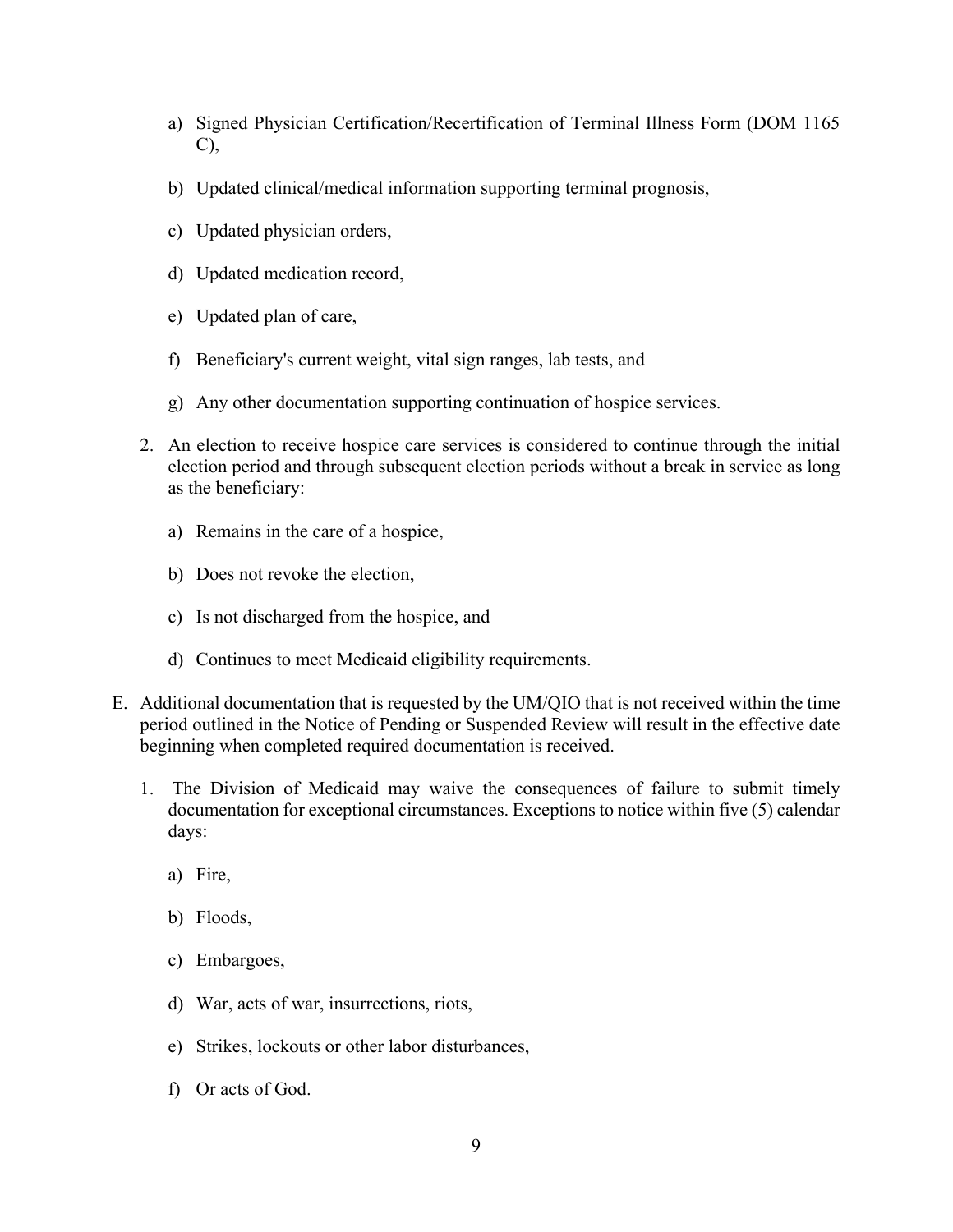a) Signed Physician Certification/Recertification of Terminal Illness Form (DOM 1165 C),

   b) Updated clinical/medical information supporting terminal prognosis,

   c) Updated physician orders,

   d) Updated medication record,

   e) Updated plan of care,

   f) Beneficiary's current weight, vital sign ranges, lab tests, and

   g) Any other documentation supporting continuation of hospice services.

2. An election to receive hospice care services is considered to continue through the initial election period and through subsequent election periods without a break in service as long as the beneficiary:

   a) Remains in the care of a hospice,

   b) Does not revoke the election,

   c) Is not discharged from the hospice, and

   d) Continues to meet Medicaid eligibility requirements.

E. Additional documentation that is requested by the UM/QIO that is not received within the time period outlined in the Notice of Pending or Suspended Review will result in the effective date beginning when completed required documentation is received.

1. The Division of Medicaid may waive the consequences of failure to submit timely documentation for exceptional circumstances. Exceptions to notice within five (5) calendar days:

   a) Fire,

   b) Floods,

   c) Embargoes,

   d) War, acts of war, insurrections, riots,

   e) Strikes, lockouts or other labor disturbances,

   f) Or acts of God.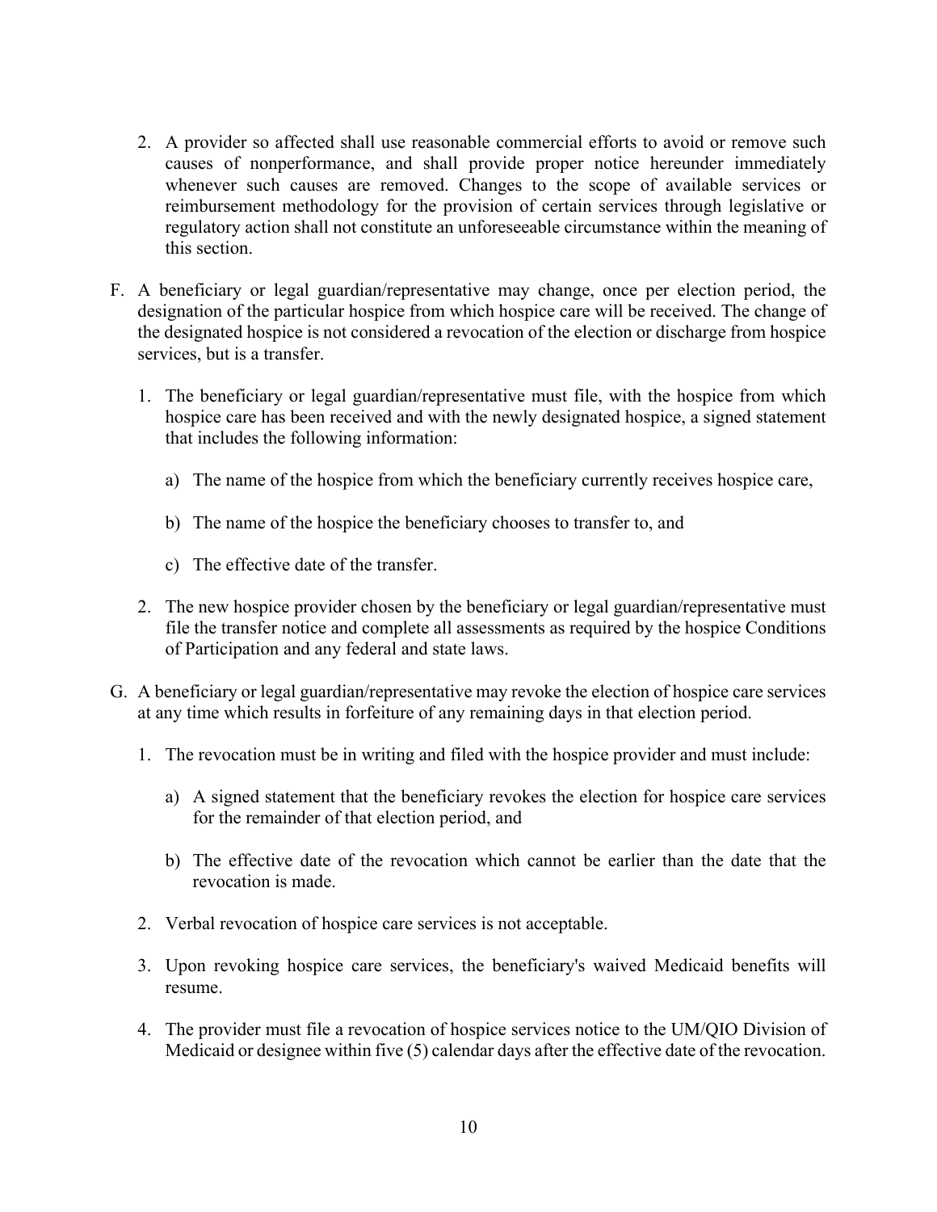2. A provider so affected shall use reasonable commercial efforts to avoid or remove such causes of nonperformance, and shall provide proper notice hereunder immediately whenever such causes are removed. Changes to the scope of available services or reimbursement methodology for the provision of certain services through legislative or regulatory action shall not constitute an unforeseeable circumstance within the meaning of this section.

F. A beneficiary or legal guardian/representative may change, once per election period, the designation of the particular hospice from which hospice care will be received. The change of the designated hospice is not considered a revocation of the election or discharge from hospice services, but is a transfer.

   1. The beneficiary or legal guardian/representative must file, with the hospice from which hospice care has been received and with the newly designated hospice, a signed statement that includes the following information:

      a) The name of the hospice from which the beneficiary currently receives hospice care,

      b) The name of the hospice the beneficiary chooses to transfer to, and

      c) The effective date of the transfer.

   2. The new hospice provider chosen by the beneficiary or legal guardian/representative must file the transfer notice and complete all assessments as required by the hospice Conditions of Participation and any federal and state laws.

G. A beneficiary or legal guardian/representative may revoke the election of hospice care services at any time which results in forfeiture of any remaining days in that election period.

   1. The revocation must be in writing and filed with the hospice provider and must include:

      a) A signed statement that the beneficiary revokes the election for hospice care services for the remainder of that election period, and

      b) The effective date of the revocation which cannot be earlier than the date that the revocation is made.

   2. Verbal revocation of hospice care services is not acceptable.

   3. Upon revoking hospice care services, the beneficiary's waived Medicaid benefits will resume.

   4. The provider must file a revocation of hospice services notice to the UM/QIO Division of Medicaid or designee within five (5) calendar days after the effective date of the revocation.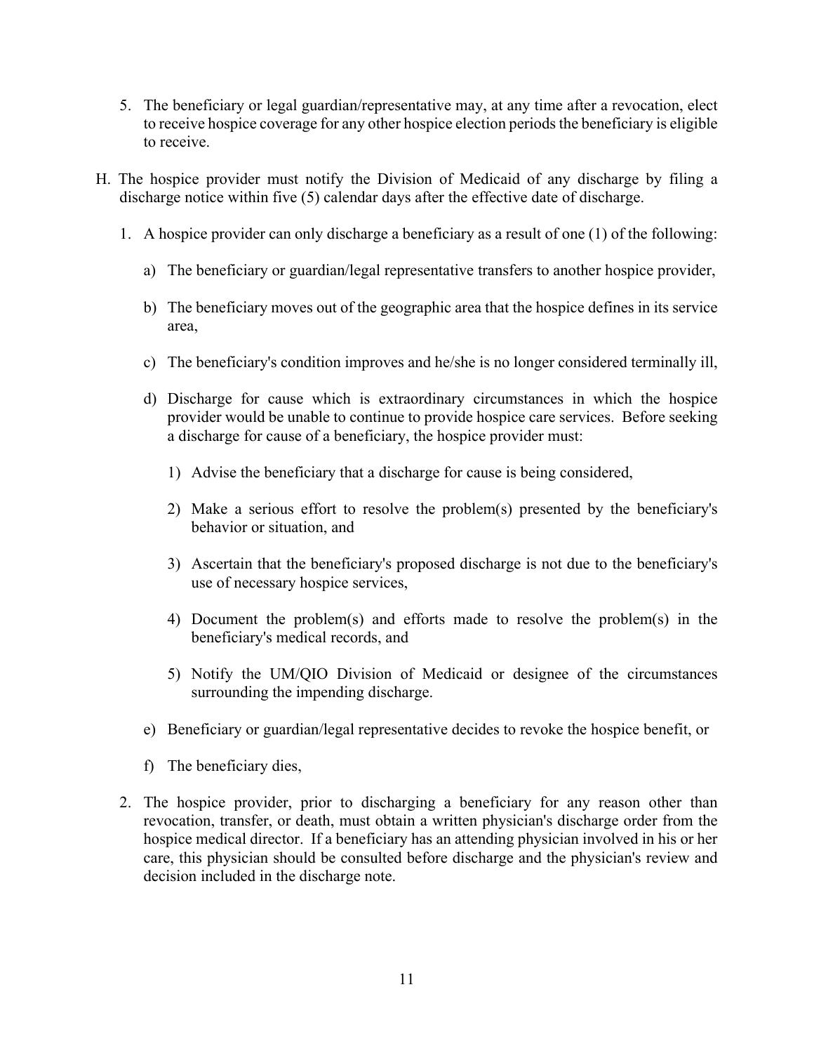5. The beneficiary or legal guardian/representative may, at any time after a revocation, elect to receive hospice coverage for any other hospice election periods the beneficiary is eligible to receive.

H. The hospice provider must notify the Division of Medicaid of any discharge by filing a discharge notice within five (5) calendar days after the effective date of discharge.

   1. A hospice provider can only discharge a beneficiary as a result of one (1) of the following:

      a) The beneficiary or guardian/legal representative transfers to another hospice provider,

      b) The beneficiary moves out of the geographic area that the hospice defines in its service area,

      c) The beneficiary's condition improves and he/she is no longer considered terminally ill,

      d) Discharge for cause which is extraordinary circumstances in which the hospice provider would be unable to continue to provide hospice care services. Before seeking a discharge for cause of a beneficiary, the hospice provider must:

         1) Advise the beneficiary that a discharge for cause is being considered,

         2) Make a serious effort to resolve the problem(s) presented by the beneficiary's behavior or situation, and

         3) Ascertain that the beneficiary's proposed discharge is not due to the beneficiary's use of necessary hospice services,

         4) Document the problem(s) and efforts made to resolve the problem(s) in the beneficiary's medical records, and

         5) Notify the UM/QIO Division of Medicaid or designee of the circumstances surrounding the impending discharge.

      e) Beneficiary or guardian/legal representative decides to revoke the hospice benefit, or

      f) The beneficiary dies,

   2. The hospice provider, prior to discharging a beneficiary for any reason other than revocation, transfer, or death, must obtain a written physician's discharge order from the hospice medical director. If a beneficiary has an attending physician involved in his or her care, this physician should be consulted before discharge and the physician's review and decision included in the discharge note.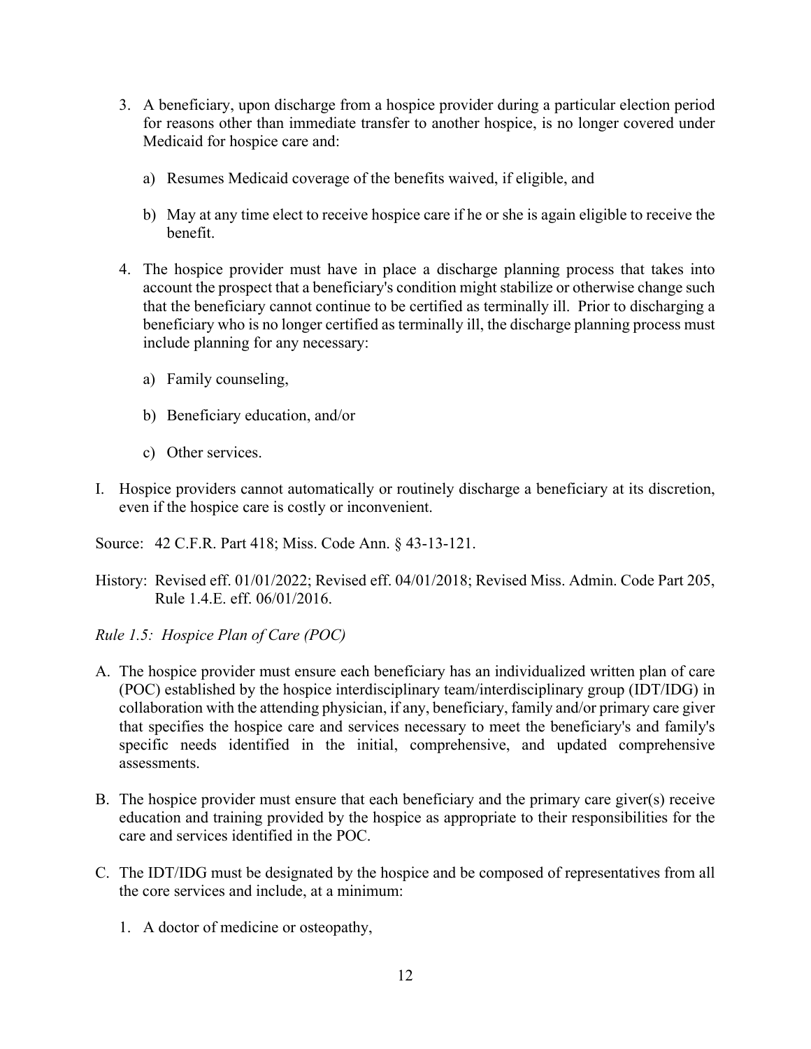3. A beneficiary, upon discharge from a hospice provider during a particular election period for reasons other than immediate transfer to another hospice, is no longer covered under Medicaid for hospice care and:

   a) Resumes Medicaid coverage of the benefits waived, if eligible, and

   b) May at any time elect to receive hospice care if he or she is again eligible to receive the benefit.

4. The hospice provider must have in place a discharge planning process that takes into account the prospect that a beneficiary's condition might stabilize or otherwise change such that the beneficiary cannot continue to be certified as terminally ill. Prior to discharging a beneficiary who is no longer certified as terminally ill, the discharge planning process must include planning for any necessary:

   a) Family counseling,

   b) Beneficiary education, and/or

   c) Other services.

I. Hospice providers cannot automatically or routinely discharge a beneficiary at its discretion, even if the hospice care is costly or inconvenient.

Source: 42 C.F.R. Part 418; Miss. Code Ann. § 43-13-121.

History: Revised eff. 01/01/2022; Revised eff. 04/01/2018; Revised Miss. Admin. Code Part 205, Rule 1.4.E. eff. 06/01/2016.

*Rule 1.5: Hospice Plan of Care (POC)*

A. The hospice provider must ensure each beneficiary has an individualized written plan of care (POC) established by the hospice interdisciplinary team/interdisciplinary group (IDT/IDG) in collaboration with the attending physician, if any, beneficiary, family and/or primary care giver that specifies the hospice care and services necessary to meet the beneficiary's and family's specific needs identified in the initial, comprehensive, and updated comprehensive assessments.

B. The hospice provider must ensure that each beneficiary and the primary care giver(s) receive education and training provided by the hospice as appropriate to their responsibilities for the care and services identified in the POC.

C. The IDT/IDG must be designated by the hospice and be composed of representatives from all the core services and include, at a minimum:

   1. A doctor of medicine or osteopathy,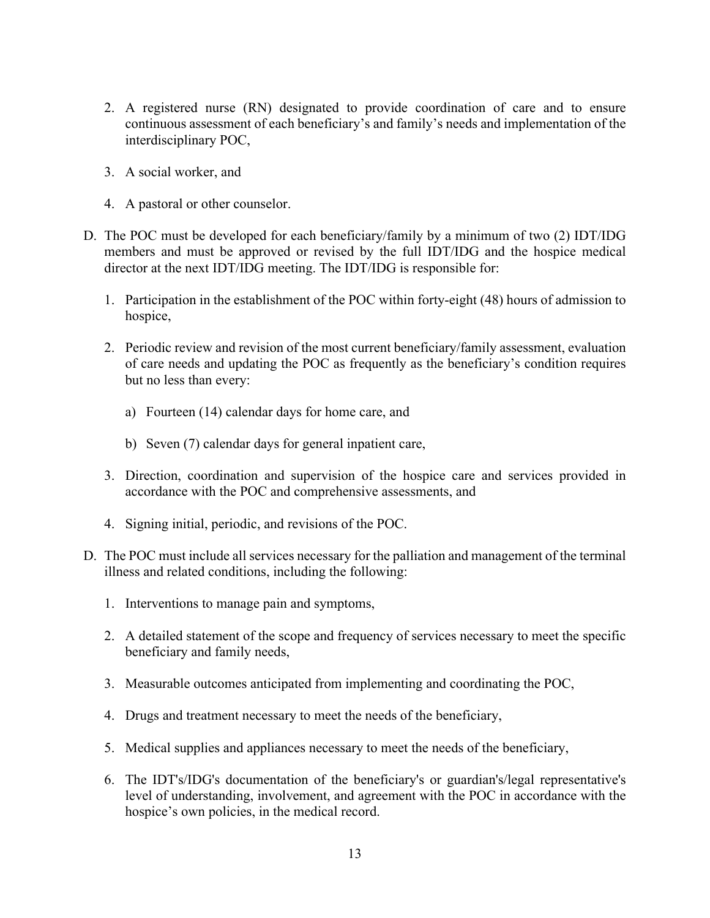2. A registered nurse (RN) designated to provide coordination of care and to ensure continuous assessment of each beneficiary's and family's needs and implementation of the interdisciplinary POC,

3. A social worker, and

4. A pastoral or other counselor.

D. The POC must be developed for each beneficiary/family by a minimum of two (2) IDT/IDG members and must be approved or revised by the full IDT/IDG and the hospice medical director at the next IDT/IDG meeting. The IDT/IDG is responsible for:

   1. Participation in the establishment of the POC within forty-eight (48) hours of admission to hospice,

   2. Periodic review and revision of the most current beneficiary/family assessment, evaluation of care needs and updating the POC as frequently as the beneficiary's condition requires but no less than every:

      a) Fourteen (14) calendar days for home care, and

      b) Seven (7) calendar days for general inpatient care,

   3. Direction, coordination and supervision of the hospice care and services provided in accordance with the POC and comprehensive assessments, and

   4. Signing initial, periodic, and revisions of the POC.

D. The POC must include all services necessary for the palliation and management of the terminal illness and related conditions, including the following:

   1. Interventions to manage pain and symptoms,

   2. A detailed statement of the scope and frequency of services necessary to meet the specific beneficiary and family needs,

   3. Measurable outcomes anticipated from implementing and coordinating the POC,

   4. Drugs and treatment necessary to meet the needs of the beneficiary,

   5. Medical supplies and appliances necessary to meet the needs of the beneficiary,

   6. The IDT's/IDG's documentation of the beneficiary's or guardian's/legal representative's level of understanding, involvement, and agreement with the POC in accordance with the hospice's own policies, in the medical record.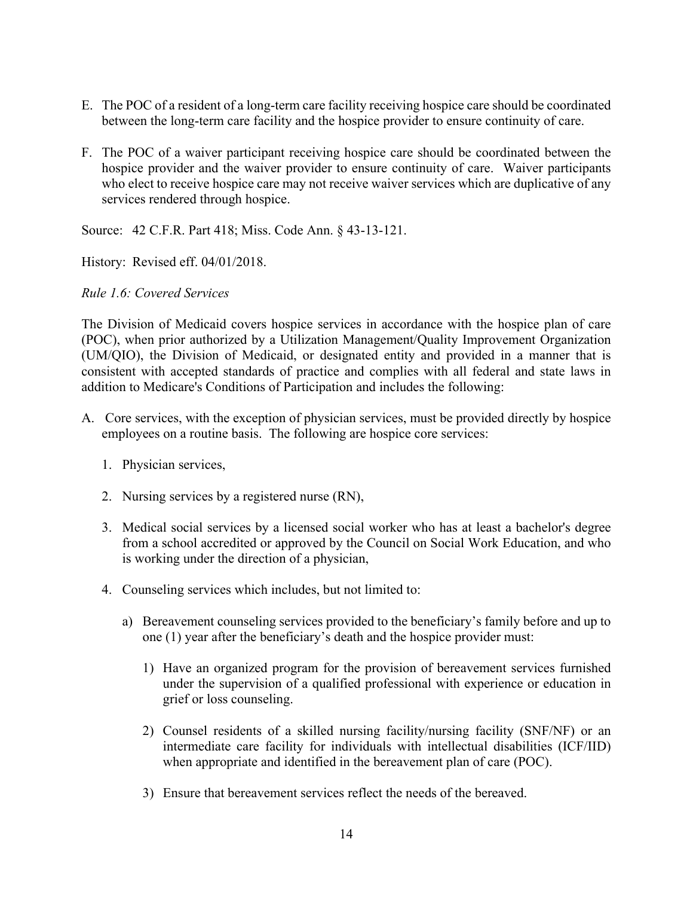E. The POC of a resident of a long-term care facility receiving hospice care should be coordinated between the long-term care facility and the hospice provider to ensure continuity of care.

F. The POC of a waiver participant receiving hospice care should be coordinated between the hospice provider and the waiver provider to ensure continuity of care. Waiver participants who elect to receive hospice care may not receive waiver services which are duplicative of any services rendered through hospice.

Source: 42 C.F.R. Part 418; Miss. Code Ann. § 43-13-121.

History: Revised eff. 04/01/2018.

*Rule 1.6: Covered Services*

The Division of Medicaid covers hospice services in accordance with the hospice plan of care (POC), when prior authorized by a Utilization Management/Quality Improvement Organization (UM/QIO), the Division of Medicaid, or designated entity and provided in a manner that is consistent with accepted standards of practice and complies with all federal and state laws in addition to Medicare's Conditions of Participation and includes the following:

A. Core services, with the exception of physician services, must be provided directly by hospice employees on a routine basis. The following are hospice core services:

   1. Physician services,

   2. Nursing services by a registered nurse (RN),

   3. Medical social services by a licensed social worker who has at least a bachelor's degree from a school accredited or approved by the Council on Social Work Education, and who is working under the direction of a physician,

   4. Counseling services which includes, but not limited to:

      a) Bereavement counseling services provided to the beneficiary's family before and up to one (1) year after the beneficiary's death and the hospice provider must:

         1) Have an organized program for the provision of bereavement services furnished under the supervision of a qualified professional with experience or education in grief or loss counseling.

         2) Counsel residents of a skilled nursing facility/nursing facility (SNF/NF) or an intermediate care facility for individuals with intellectual disabilities (ICF/IID) when appropriate and identified in the bereavement plan of care (POC).

         3) Ensure that bereavement services reflect the needs of the bereaved.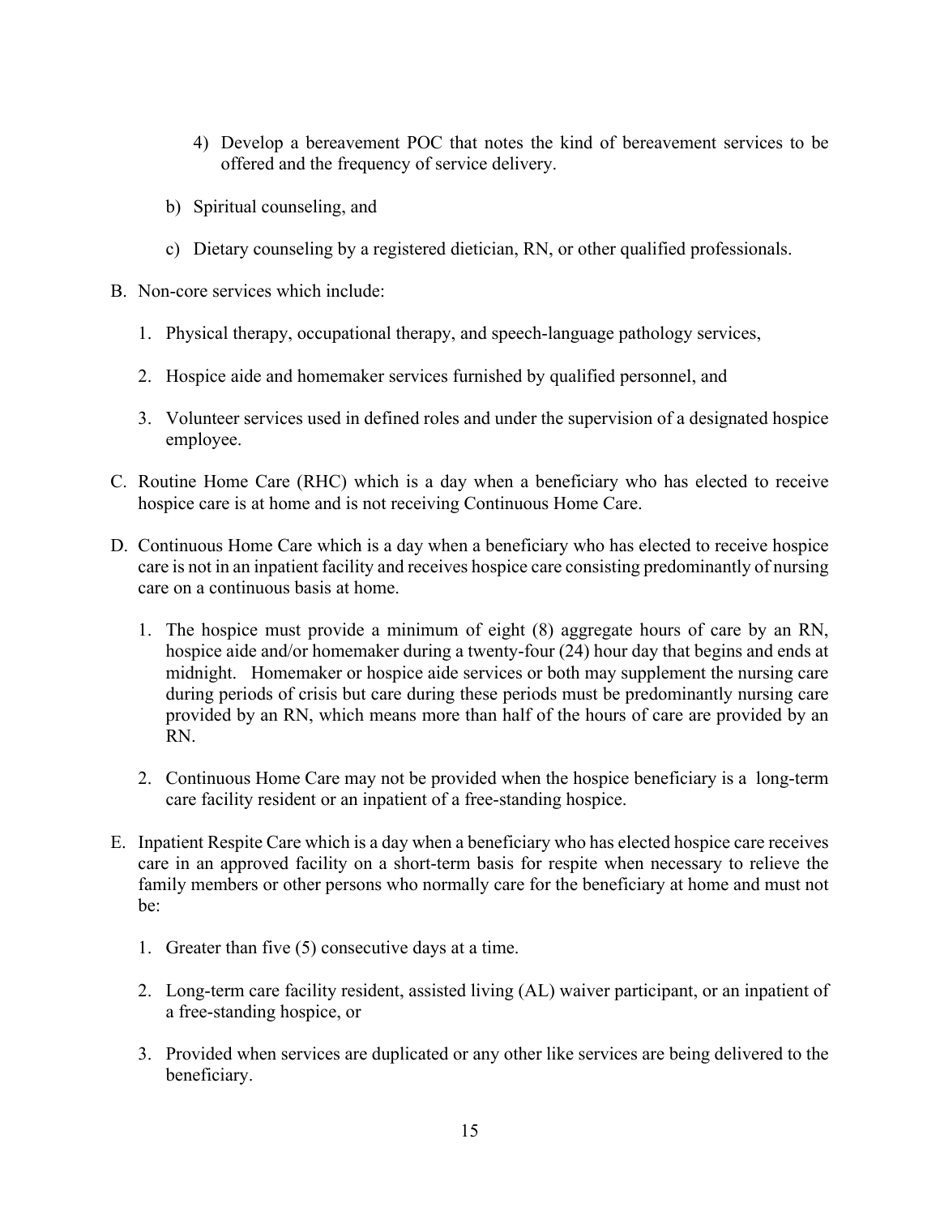4) Develop a bereavement POC that notes the kind of bereavement services to be offered and the frequency of service delivery.

b) Spiritual counseling, and

c) Dietary counseling by a registered dietician, RN, or other qualified professionals.

B. Non-core services which include:

1. Physical therapy, occupational therapy, and speech-language pathology services,

2. Hospice aide and homemaker services furnished by qualified personnel, and

3. Volunteer services used in defined roles and under the supervision of a designated hospice employee.

C. Routine Home Care (RHC) which is a day when a beneficiary who has elected to receive hospice care is at home and is not receiving Continuous Home Care.

D. Continuous Home Care which is a day when a beneficiary who has elected to receive hospice care is not in an inpatient facility and receives hospice care consisting predominantly of nursing care on a continuous basis at home.

1. The hospice must provide a minimum of eight (8) aggregate hours of care by an RN, hospice aide and/or homemaker during a twenty-four (24) hour day that begins and ends at midnight. Homemaker or hospice aide services or both may supplement the nursing care during periods of crisis but care during these periods must be predominantly nursing care provided by an RN, which means more than half of the hours of care are provided by an RN.

2. Continuous Home Care may not be provided when the hospice beneficiary is a long-term care facility resident or an inpatient of a free-standing hospice.

E. Inpatient Respite Care which is a day when a beneficiary who has elected hospice care receives care in an approved facility on a short-term basis for respite when necessary to relieve the family members or other persons who normally care for the beneficiary at home and must not be:

1. Greater than five (5) consecutive days at a time.

2. Long-term care facility resident, assisted living (AL) waiver participant, or an inpatient of a free-standing hospice, or

3. Provided when services are duplicated or any other like services are being delivered to the beneficiary.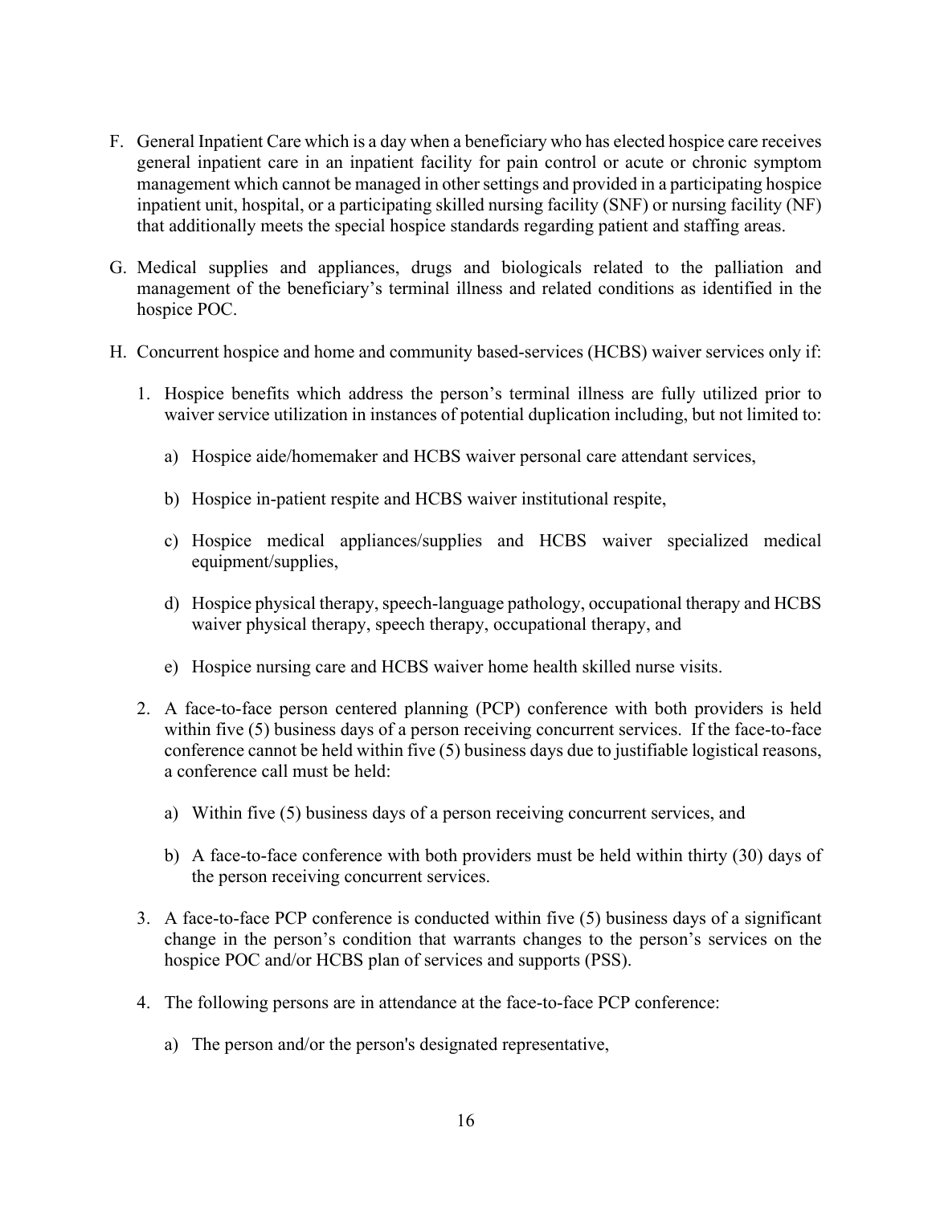F. General Inpatient Care which is a day when a beneficiary who has elected hospice care receives general inpatient care in an inpatient facility for pain control or acute or chronic symptom management which cannot be managed in other settings and provided in a participating hospice inpatient unit, hospital, or a participating skilled nursing facility (SNF) or nursing facility (NF) that additionally meets the special hospice standards regarding patient and staffing areas.

G. Medical supplies and appliances, drugs and biologicals related to the palliation and management of the beneficiary's terminal illness and related conditions as identified in the hospice POC.

H. Concurrent hospice and home and community based-services (HCBS) waiver services only if:

   1. Hospice benefits which address the person's terminal illness are fully utilized prior to waiver service utilization in instances of potential duplication including, but not limited to:

      a) Hospice aide/homemaker and HCBS waiver personal care attendant services,

      b) Hospice in-patient respite and HCBS waiver institutional respite,

      c) Hospice medical appliances/supplies and HCBS waiver specialized medical equipment/supplies,

      d) Hospice physical therapy, speech-language pathology, occupational therapy and HCBS waiver physical therapy, speech therapy, occupational therapy, and

      e) Hospice nursing care and HCBS waiver home health skilled nurse visits.

   2. A face-to-face person centered planning (PCP) conference with both providers is held within five (5) business days of a person receiving concurrent services. If the face-to-face conference cannot be held within five (5) business days due to justifiable logistical reasons, a conference call must be held:

      a) Within five (5) business days of a person receiving concurrent services, and

      b) A face-to-face conference with both providers must be held within thirty (30) days of the person receiving concurrent services.

   3. A face-to-face PCP conference is conducted within five (5) business days of a significant change in the person's condition that warrants changes to the person's services on the hospice POC and/or HCBS plan of services and supports (PSS).

   4. The following persons are in attendance at the face-to-face PCP conference:

      a) The person and/or the person's designated representative,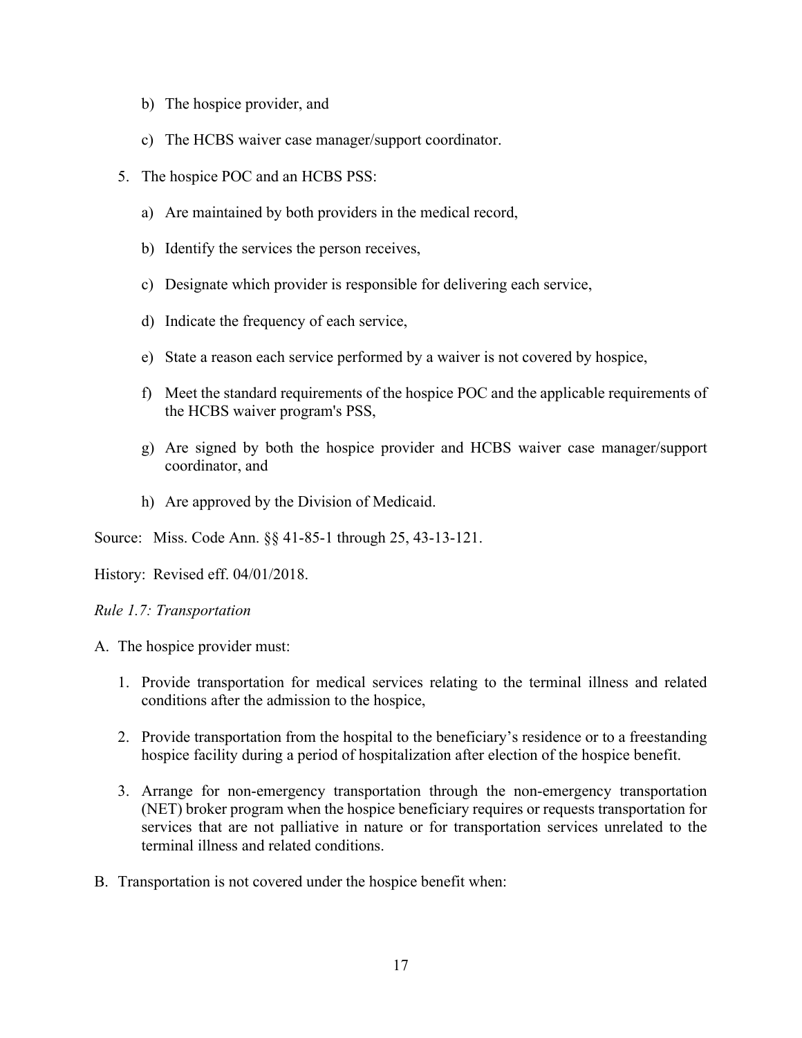b) The hospice provider, and

c) The HCBS waiver case manager/support coordinator.

5. The hospice POC and an HCBS PSS:

   a) Are maintained by both providers in the medical record,

   b) Identify the services the person receives,

   c) Designate which provider is responsible for delivering each service,

   d) Indicate the frequency of each service,

   e) State a reason each service performed by a waiver is not covered by hospice,

   f) Meet the standard requirements of the hospice POC and the applicable requirements of the HCBS waiver program's PSS,

   g) Are signed by both the hospice provider and HCBS waiver case manager/support coordinator, and

   h) Are approved by the Division of Medicaid.

Source: Miss. Code Ann. §§ 41-85-1 through 25, 43-13-121.

History: Revised eff. 04/01/2018.

*Rule 1.7: Transportation*

A. The hospice provider must:

   1. Provide transportation for medical services relating to the terminal illness and related conditions after the admission to the hospice,

   2. Provide transportation from the hospital to the beneficiary's residence or to a freestanding hospice facility during a period of hospitalization after election of the hospice benefit.

   3. Arrange for non-emergency transportation through the non-emergency transportation (NET) broker program when the hospice beneficiary requires or requests transportation for services that are not palliative in nature or for transportation services unrelated to the terminal illness and related conditions.

B. Transportation is not covered under the hospice benefit when: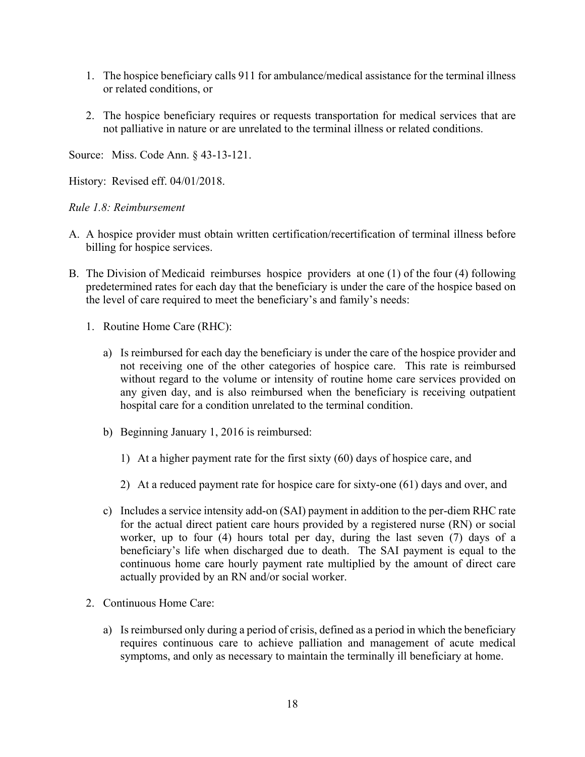1. The hospice beneficiary calls 911 for ambulance/medical assistance for the terminal illness or related conditions, or

2. The hospice beneficiary requires or requests transportation for medical services that are not palliative in nature or are unrelated to the terminal illness or related conditions.

Source: Miss. Code Ann. § 43-13-121.

History: Revised eff. 04/01/2018.

*Rule 1.8: Reimbursement*

A. A hospice provider must obtain written certification/recertification of terminal illness before billing for hospice services.

B. The Division of Medicaid reimburses hospice providers at one (1) of the four (4) following predetermined rates for each day that the beneficiary is under the care of the hospice based on the level of care required to meet the beneficiary's and family's needs:

   1. Routine Home Care (RHC):

      a) Is reimbursed for each day the beneficiary is under the care of the hospice provider and not receiving one of the other categories of hospice care. This rate is reimbursed without regard to the volume or intensity of routine home care services provided on any given day, and is also reimbursed when the beneficiary is receiving outpatient hospital care for a condition unrelated to the terminal condition.

      b) Beginning January 1, 2016 is reimbursed:

         1) At a higher payment rate for the first sixty (60) days of hospice care, and

         2) At a reduced payment rate for hospice care for sixty-one (61) days and over, and

      c) Includes a service intensity add-on (SAI) payment in addition to the per-diem RHC rate for the actual direct patient care hours provided by a registered nurse (RN) or social worker, up to four (4) hours total per day, during the last seven (7) days of a beneficiary's life when discharged due to death. The SAI payment is equal to the continuous home care hourly payment rate multiplied by the amount of direct care actually provided by an RN and/or social worker.

   2. Continuous Home Care:

      a) Is reimbursed only during a period of crisis, defined as a period in which the beneficiary requires continuous care to achieve palliation and management of acute medical symptoms, and only as necessary to maintain the terminally ill beneficiary at home.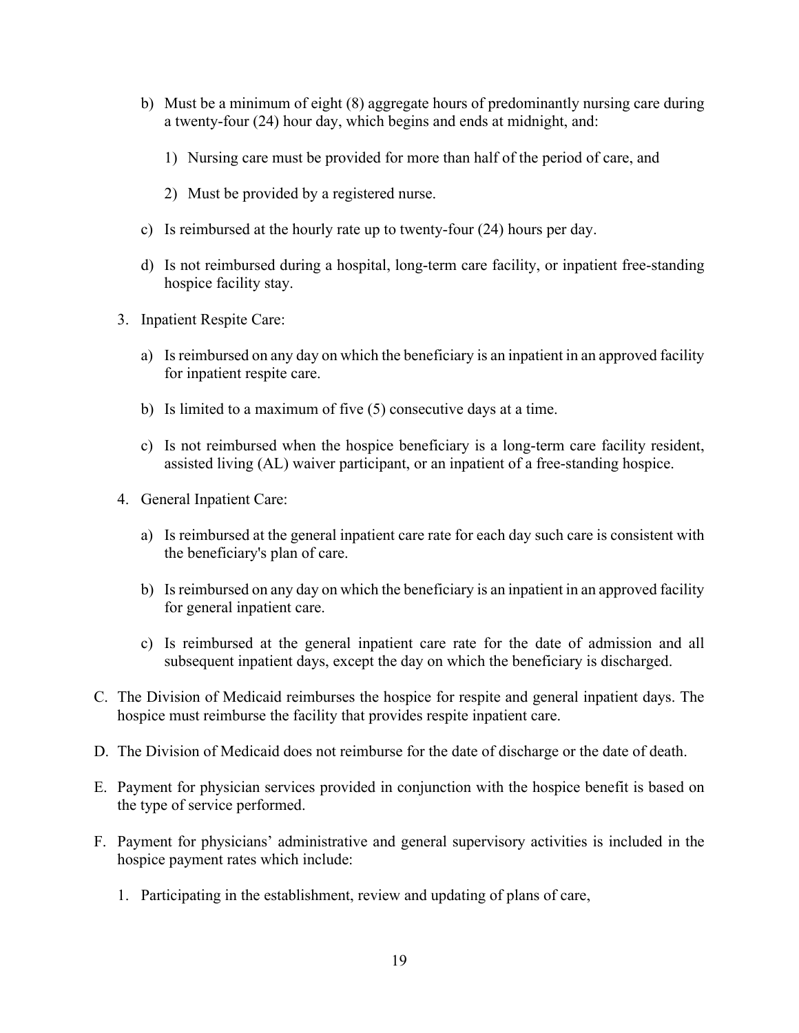b) Must be a minimum of eight (8) aggregate hours of predominantly nursing care during a twenty-four (24) hour day, which begins and ends at midnight, and:

    1) Nursing care must be provided for more than half of the period of care, and

    2) Must be provided by a registered nurse.

c) Is reimbursed at the hourly rate up to twenty-four (24) hours per day.

d) Is not reimbursed during a hospital, long-term care facility, or inpatient free-standing hospice facility stay.

3. Inpatient Respite Care:

    a) Is reimbursed on any day on which the beneficiary is an inpatient in an approved facility for inpatient respite care.

    b) Is limited to a maximum of five (5) consecutive days at a time.

    c) Is not reimbursed when the hospice beneficiary is a long-term care facility resident, assisted living (AL) waiver participant, or an inpatient of a free-standing hospice.

4. General Inpatient Care:

    a) Is reimbursed at the general inpatient care rate for each day such care is consistent with the beneficiary's plan of care.

    b) Is reimbursed on any day on which the beneficiary is an inpatient in an approved facility for general inpatient care.

    c) Is reimbursed at the general inpatient care rate for the date of admission and all subsequent inpatient days, except the day on which the beneficiary is discharged.

C. The Division of Medicaid reimburses the hospice for respite and general inpatient days. The hospice must reimburse the facility that provides respite inpatient care.

D. The Division of Medicaid does not reimburse for the date of discharge or the date of death.

E. Payment for physician services provided in conjunction with the hospice benefit is based on the type of service performed.

F. Payment for physicians' administrative and general supervisory activities is included in the hospice payment rates which include:

    1. Participating in the establishment, review and updating of plans of care,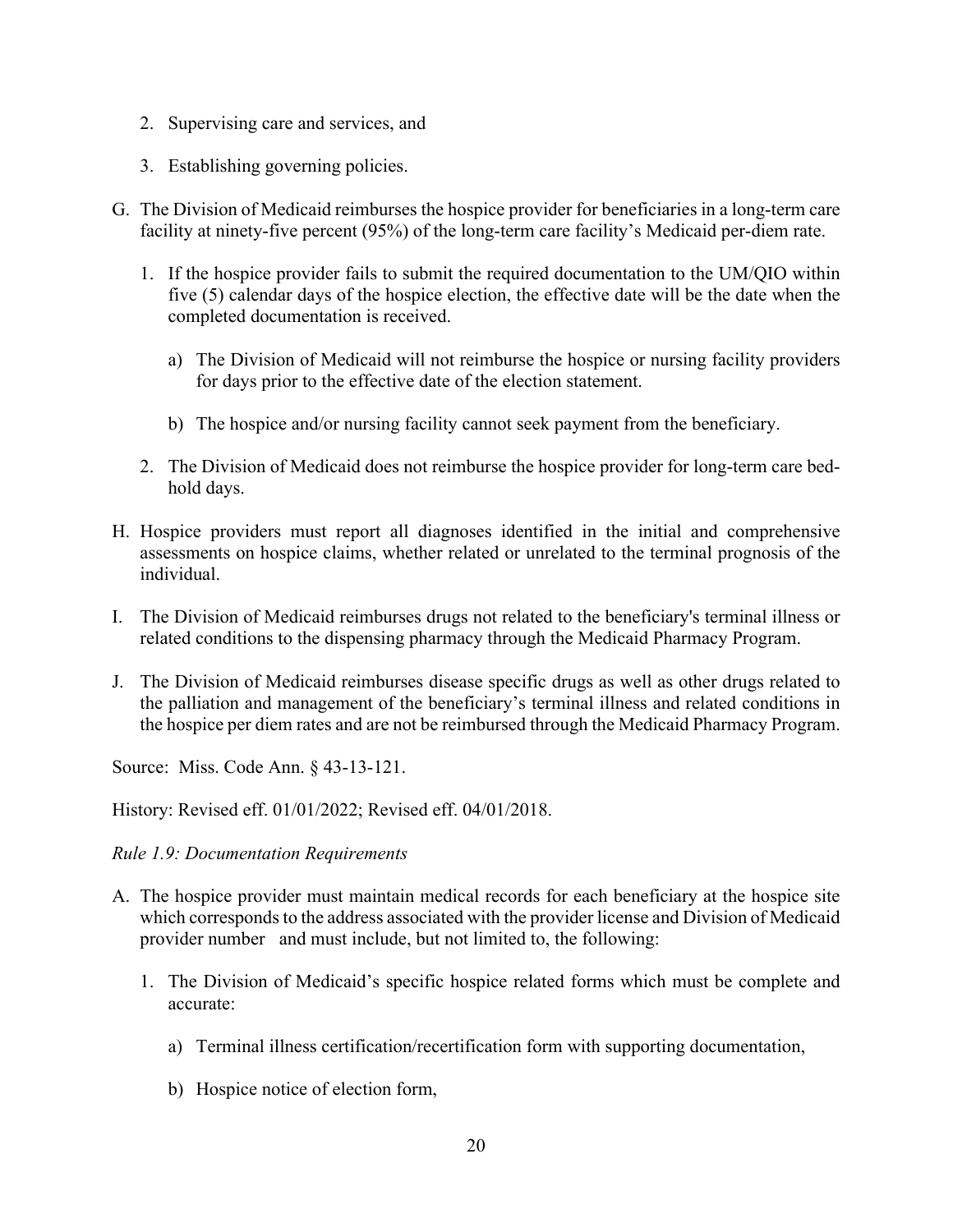2. Supervising care and services, and

3. Establishing governing policies.

G. The Division of Medicaid reimburses the hospice provider for beneficiaries in a long-term care facility at ninety-five percent (95%) of the long-term care facility's Medicaid per-diem rate.

   1. If the hospice provider fails to submit the required documentation to the UM/QIO within five (5) calendar days of the hospice election, the effective date will be the date when the completed documentation is received.

      a) The Division of Medicaid will not reimburse the hospice or nursing facility providers for days prior to the effective date of the election statement.

      b) The hospice and/or nursing facility cannot seek payment from the beneficiary.

   2. The Division of Medicaid does not reimburse the hospice provider for long-term care bed-hold days.

H. Hospice providers must report all diagnoses identified in the initial and comprehensive assessments on hospice claims, whether related or unrelated to the terminal prognosis of the individual.

I. The Division of Medicaid reimburses drugs not related to the beneficiary's terminal illness or related conditions to the dispensing pharmacy through the Medicaid Pharmacy Program.

J. The Division of Medicaid reimburses disease specific drugs as well as other drugs related to the palliation and management of the beneficiary's terminal illness and related conditions in the hospice per diem rates and are not be reimbursed through the Medicaid Pharmacy Program.

Source: Miss. Code Ann. § 43-13-121.

History: Revised eff. 01/01/2022; Revised eff. 04/01/2018.

*Rule 1.9: Documentation Requirements*

A. The hospice provider must maintain medical records for each beneficiary at the hospice site which corresponds to the address associated with the provider license and Division of Medicaid provider number and must include, but not limited to, the following:

   1. The Division of Medicaid's specific hospice related forms which must be complete and accurate:

      a) Terminal illness certification/recertification form with supporting documentation,

      b) Hospice notice of election form,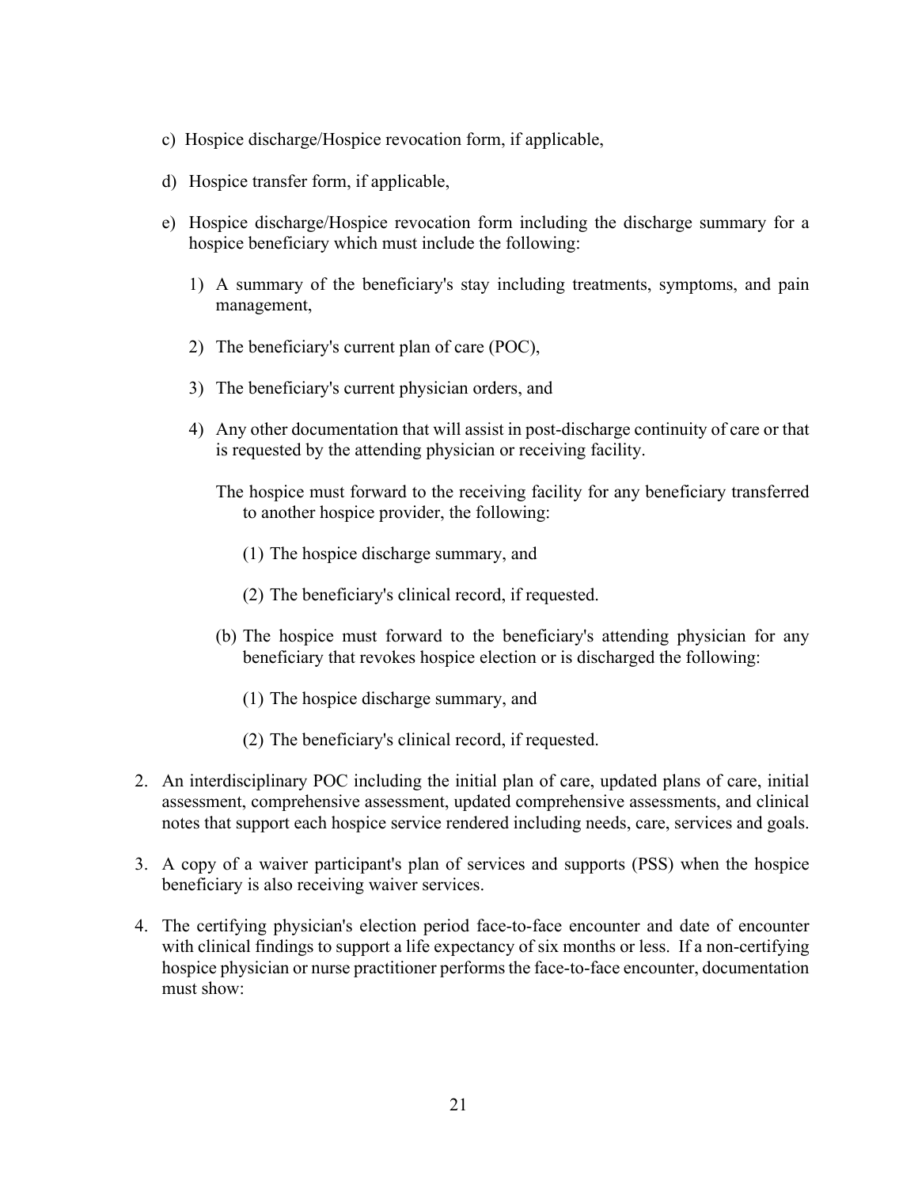c) Hospice discharge/Hospice revocation form, if applicable,

d) Hospice transfer form, if applicable,

e) Hospice discharge/Hospice revocation form including the discharge summary for a hospice beneficiary which must include the following:

   1) A summary of the beneficiary's stay including treatments, symptoms, and pain management,

   2) The beneficiary's current plan of care (POC),

   3) The beneficiary's current physician orders, and

   4) Any other documentation that will assist in post-discharge continuity of care or that is requested by the attending physician or receiving facility.

   The hospice must forward to the receiving facility for any beneficiary transferred to another hospice provider, the following:

   (1) The hospice discharge summary, and

   (2) The beneficiary's clinical record, if requested.

   (b) The hospice must forward to the beneficiary's attending physician for any beneficiary that revokes hospice election or is discharged the following:

   (1) The hospice discharge summary, and

   (2) The beneficiary's clinical record, if requested.

2. An interdisciplinary POC including the initial plan of care, updated plans of care, initial assessment, comprehensive assessment, updated comprehensive assessments, and clinical notes that support each hospice service rendered including needs, care, services and goals.

3. A copy of a waiver participant's plan of services and supports (PSS) when the hospice beneficiary is also receiving waiver services.

4. The certifying physician's election period face-to-face encounter and date of encounter with clinical findings to support a life expectancy of six months or less. If a non-certifying hospice physician or nurse practitioner performs the face-to-face encounter, documentation must show: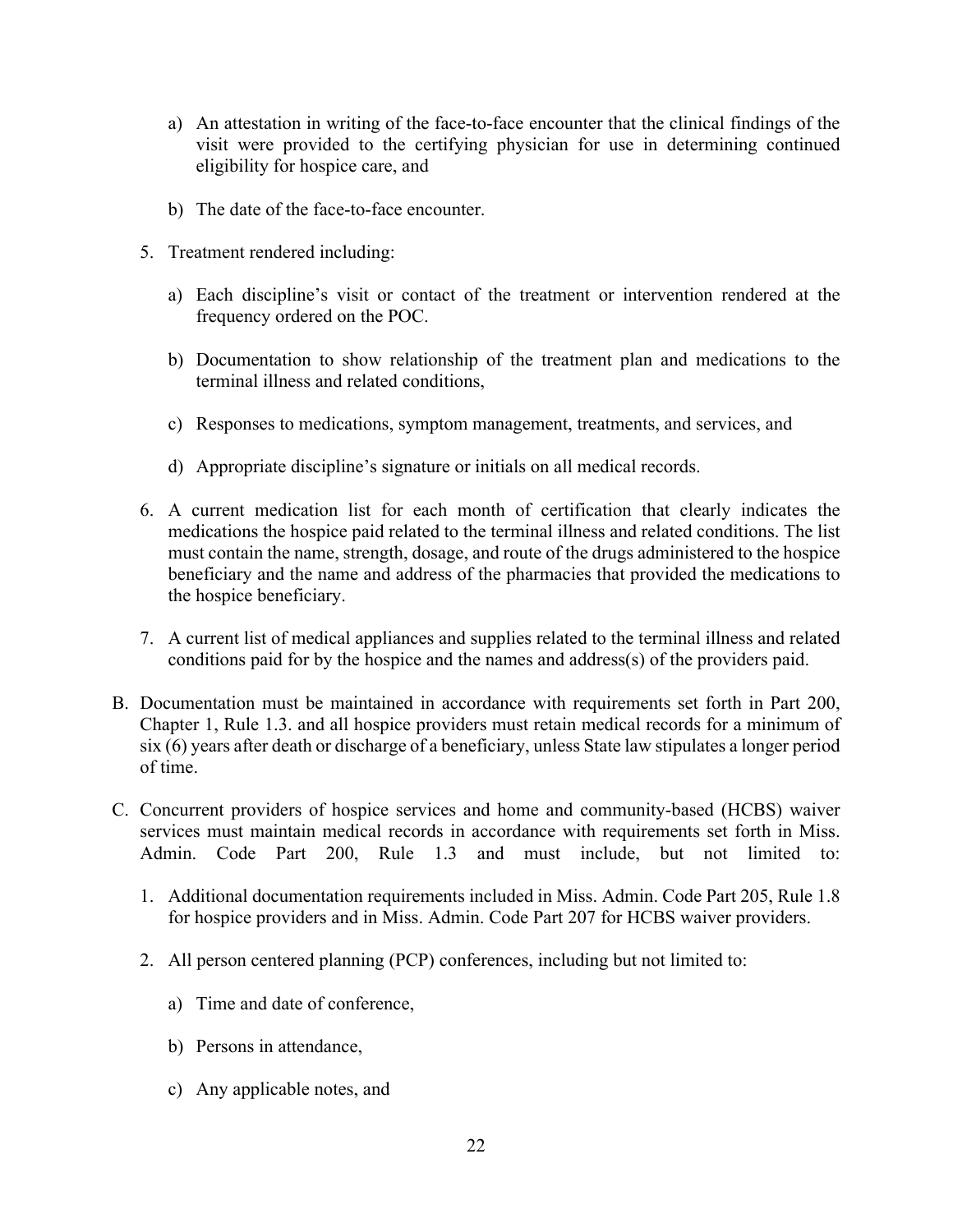a) An attestation in writing of the face-to-face encounter that the clinical findings of the visit were provided to the certifying physician for use in determining continued eligibility for hospice care, and

b) The date of the face-to-face encounter.

5. Treatment rendered including:

   a) Each discipline's visit or contact of the treatment or intervention rendered at the frequency ordered on the POC.

   b) Documentation to show relationship of the treatment plan and medications to the terminal illness and related conditions,

   c) Responses to medications, symptom management, treatments, and services, and

   d) Appropriate discipline's signature or initials on all medical records.

6. A current medication list for each month of certification that clearly indicates the medications the hospice paid related to the terminal illness and related conditions. The list must contain the name, strength, dosage, and route of the drugs administered to the hospice beneficiary and the name and address of the pharmacies that provided the medications to the hospice beneficiary.

7. A current list of medical appliances and supplies related to the terminal illness and related conditions paid for by the hospice and the names and address(s) of the providers paid.

B. Documentation must be maintained in accordance with requirements set forth in Part 200, Chapter 1, Rule 1.3. and all hospice providers must retain medical records for a minimum of six (6) years after death or discharge of a beneficiary, unless State law stipulates a longer period of time.

C. Concurrent providers of hospice services and home and community-based (HCBS) waiver services must maintain medical records in accordance with requirements set forth in Miss. Admin. Code Part 200, Rule 1.3 and must include, but not limited to:

1. Additional documentation requirements included in Miss. Admin. Code Part 205, Rule 1.8 for hospice providers and in Miss. Admin. Code Part 207 for HCBS waiver providers.

2. All person centered planning (PCP) conferences, including but not limited to:

   a) Time and date of conference,

   b) Persons in attendance,

   c) Any applicable notes, and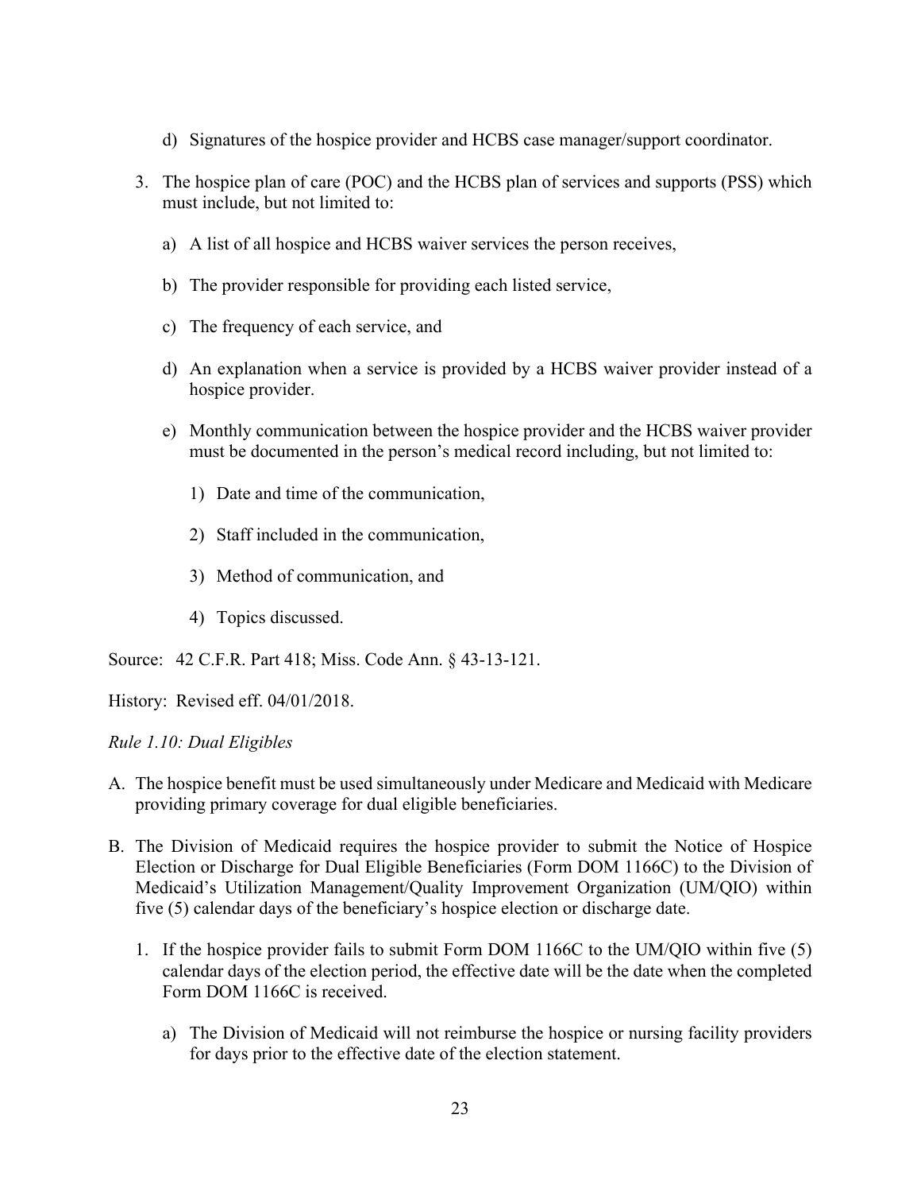d) Signatures of the hospice provider and HCBS case manager/support coordinator.

3. The hospice plan of care (POC) and the HCBS plan of services and supports (PSS) which must include, but not limited to:

   a) A list of all hospice and HCBS waiver services the person receives,

   b) The provider responsible for providing each listed service,

   c) The frequency of each service, and

   d) An explanation when a service is provided by a HCBS waiver provider instead of a hospice provider.

   e) Monthly communication between the hospice provider and the HCBS waiver provider must be documented in the person's medical record including, but not limited to:

      1) Date and time of the communication,

      2) Staff included in the communication,

      3) Method of communication, and

      4) Topics discussed.

Source: 42 C.F.R. Part 418; Miss. Code Ann. § 43-13-121.

History: Revised eff. 04/01/2018.

*Rule 1.10: Dual Eligibles*

A. The hospice benefit must be used simultaneously under Medicare and Medicaid with Medicare providing primary coverage for dual eligible beneficiaries.

B. The Division of Medicaid requires the hospice provider to submit the Notice of Hospice Election or Discharge for Dual Eligible Beneficiaries (Form DOM 1166C) to the Division of Medicaid's Utilization Management/Quality Improvement Organization (UM/QIO) within five (5) calendar days of the beneficiary's hospice election or discharge date.

   1. If the hospice provider fails to submit Form DOM 1166C to the UM/QIO within five (5) calendar days of the election period, the effective date will be the date when the completed Form DOM 1166C is received.

      a) The Division of Medicaid will not reimburse the hospice or nursing facility providers for days prior to the effective date of the election statement.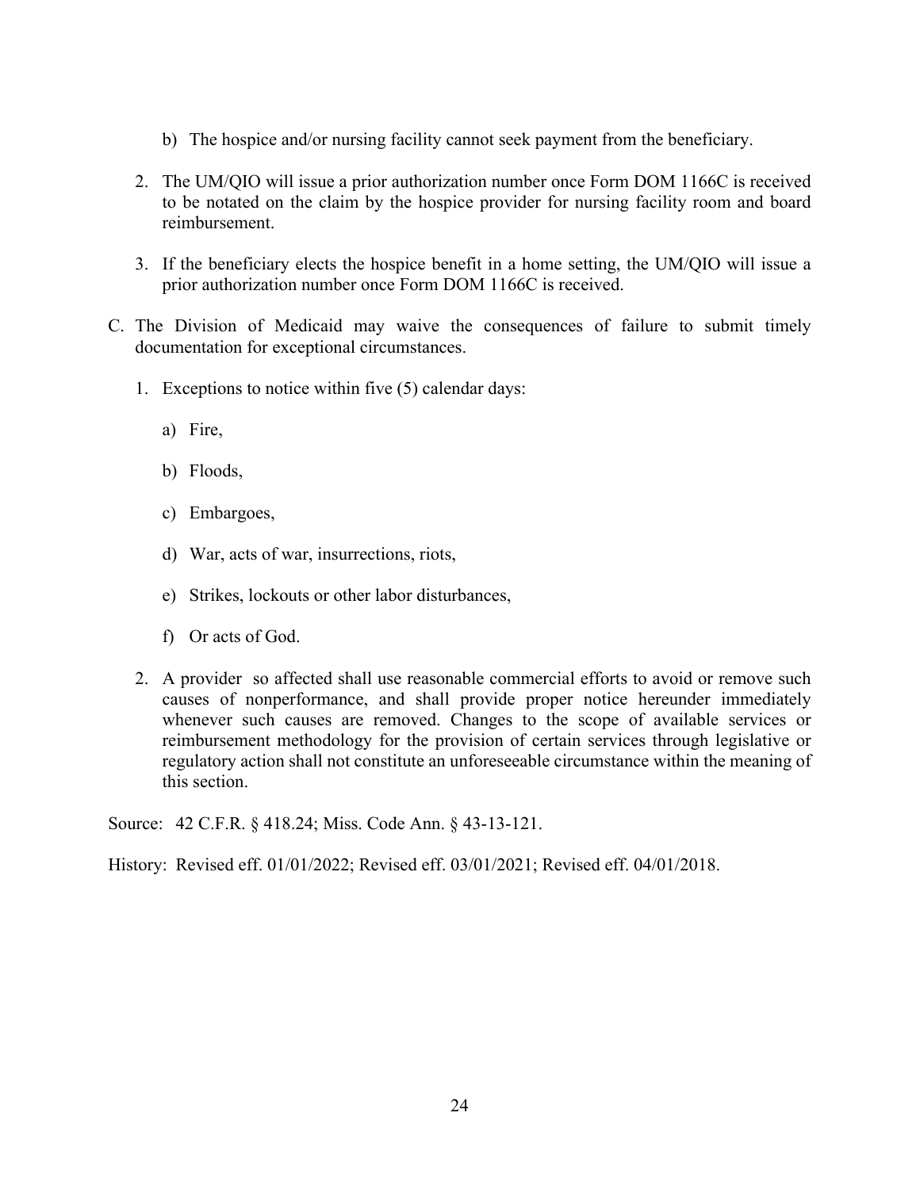b) The hospice and/or nursing facility cannot seek payment from the beneficiary.

2. The UM/QIO will issue a prior authorization number once Form DOM 1166C is received to be notated on the claim by the hospice provider for nursing facility room and board reimbursement.

3. If the beneficiary elects the hospice benefit in a home setting, the UM/QIO will issue a prior authorization number once Form DOM 1166C is received.

C. The Division of Medicaid may waive the consequences of failure to submit timely documentation for exceptional circumstances.

1. Exceptions to notice within five (5) calendar days:

   a) Fire,

   b) Floods,

   c) Embargoes,

   d) War, acts of war, insurrections, riots,

   e) Strikes, lockouts or other labor disturbances,

   f) Or acts of God.

2. A provider so affected shall use reasonable commercial efforts to avoid or remove such causes of nonperformance, and shall provide proper notice hereunder immediately whenever such causes are removed. Changes to the scope of available services or reimbursement methodology for the provision of certain services through legislative or regulatory action shall not constitute an unforeseeable circumstance within the meaning of this section.

Source: 42 C.F.R. § 418.24; Miss. Code Ann. § 43-13-121.

History: Revised eff. 01/01/2022; Revised eff. 03/01/2021; Revised eff. 04/01/2018.